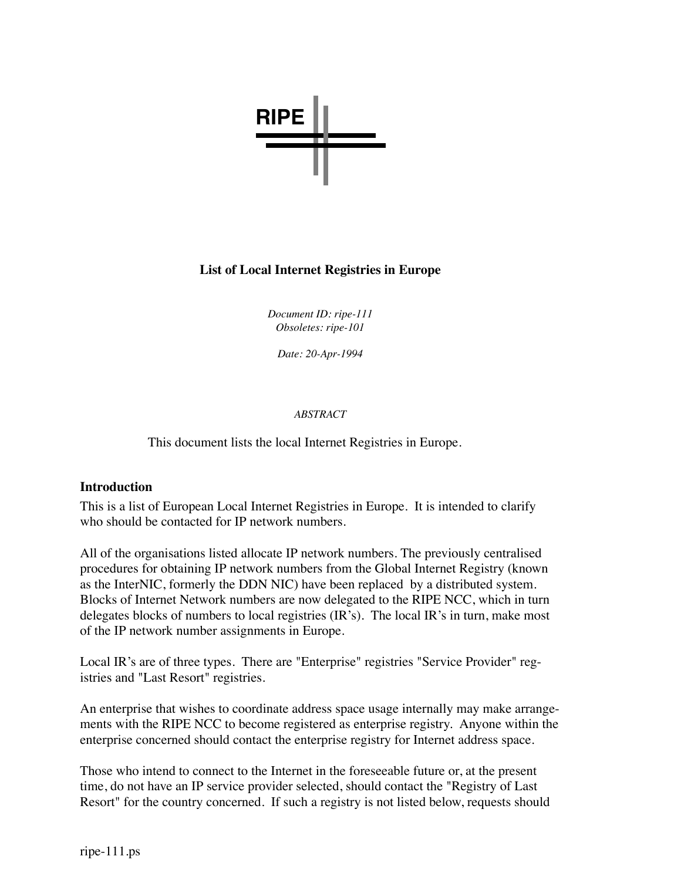**RIPE**

# List of Local Internet Registries in Europe

*Document ID: ripe-111*
*Obsoletes: ripe-101*

*Date: 20-Apr-1994*

*ABSTRACT*

This document lists the local Internet Registries in Europe.

## Introduction

This is a list of European Local Internet Registries in Europe. It is intended to clarify who should be contacted for IP network numbers.

All of the organisations listed allocate IP network numbers. The previously centralised procedures for obtaining IP network numbers from the Global Internet Registry (known as the InterNIC, formerly the DDN NIC) have been replaced by a distributed system. Blocks of Internet Network numbers are now delegated to the RIPE NCC, which in turn delegates blocks of numbers to local registries (IR's). The local IR's in turn, make most of the IP network number assignments in Europe.

Local IR's are of three types. There are "Enterprise" registries "Service Provider" registries and "Last Resort" registries.

An enterprise that wishes to coordinate address space usage internally may make arrangements with the RIPE NCC to become registered as enterprise registry. Anyone within the enterprise concerned should contact the enterprise registry for Internet address space.

Those who intend to connect to the Internet in the foreseeable future or, at the present time, do not have an IP service provider selected, should contact the "Registry of Last Resort" for the country concerned. If such a registry is not listed below, requests should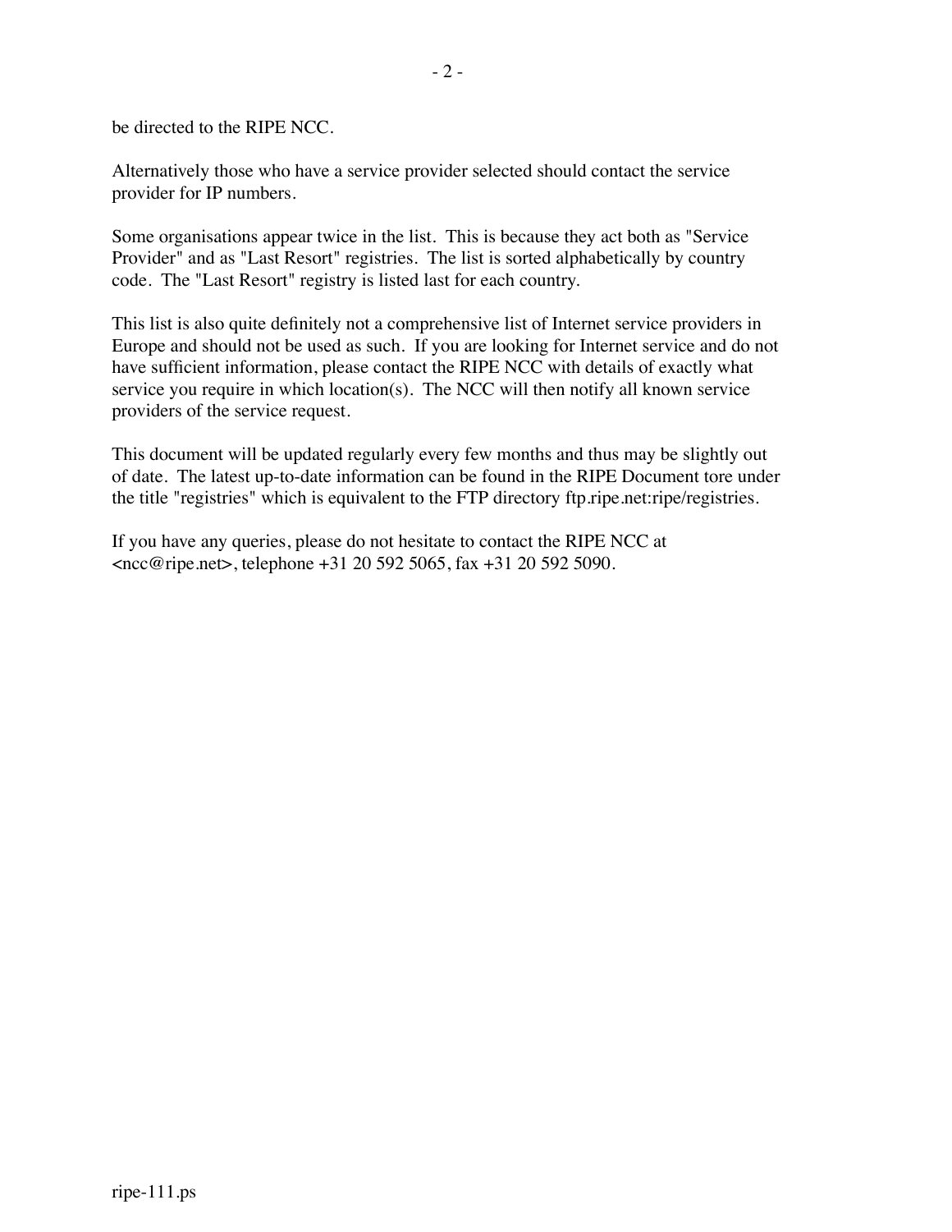be directed to the RIPE NCC.

Alternatively those who have a service provider selected should contact the service provider for IP numbers.

Some organisations appear twice in the list. This is because they act both as "Service Provider" and as "Last Resort" registries. The list is sorted alphabetically by country code. The "Last Resort" registry is listed last for each country.

This list is also quite definitely not a comprehensive list of Internet service providers in Europe and should not be used as such. If you are looking for Internet service and do not have sufficient information, please contact the RIPE NCC with details of exactly what service you require in which location(s). The NCC will then notify all known service providers of the service request.

This document will be updated regularly every few months and thus may be slightly out of date. The latest up-to-date information can be found in the RIPE Document tore under the title "registries" which is equivalent to the FTP directory ftp.ripe.net:ripe/registries.

If you have any queries, please do not hesitate to contact the RIPE NCC at <ncc@ripe.net>, telephone +31 20 592 5065, fax +31 20 592 5090.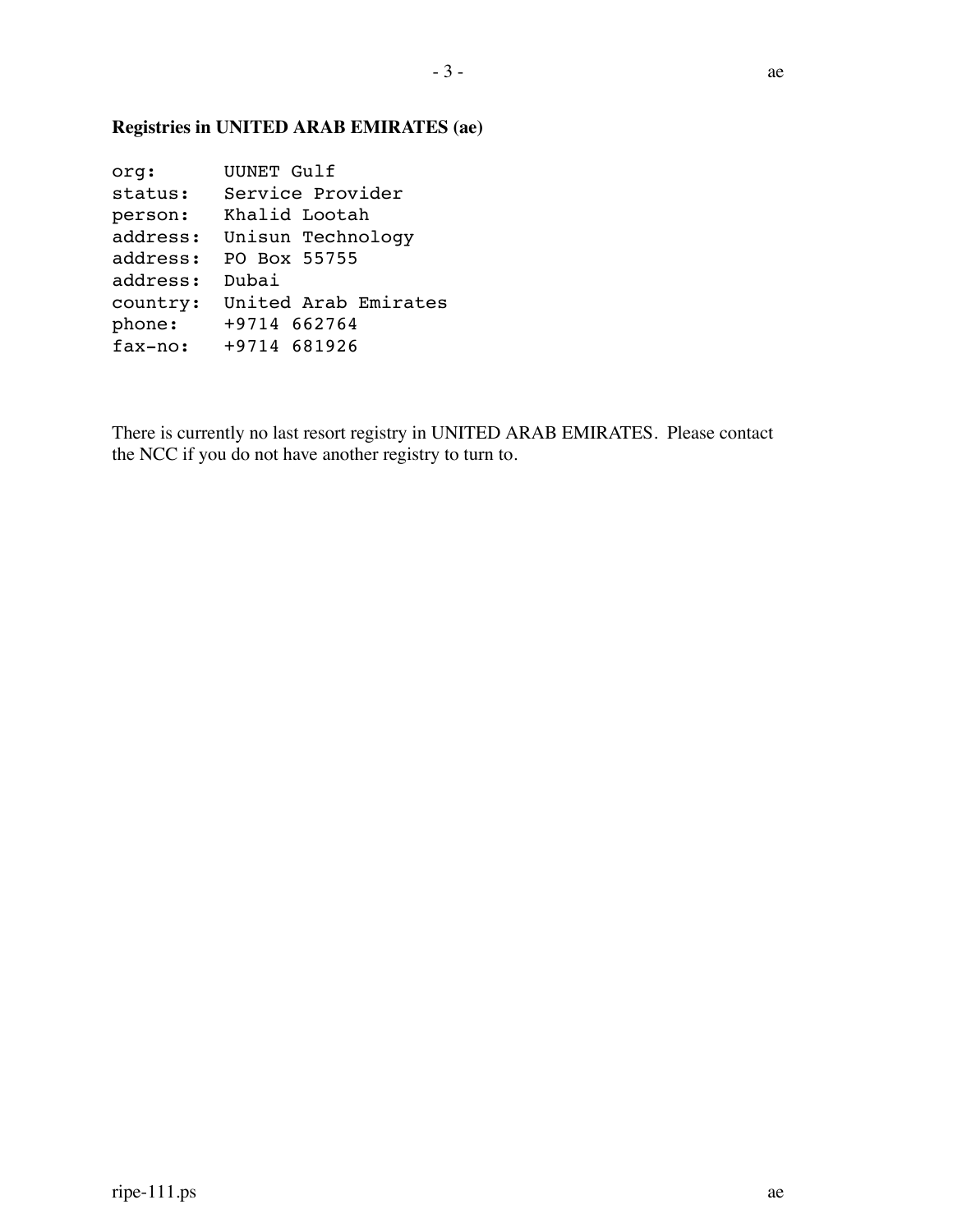**Registries in UNITED ARAB EMIRATES (ae)**

```
org:      UUNET Gulf
status:   Service Provider
person:   Khalid Lootah
address:  Unisun Technology
address:  PO Box 55755
address:  Dubai
country:  United Arab Emirates
phone:    +9714 662764
fax-no:   +9714 681926
```

There is currently no last resort registry in UNITED ARAB EMIRATES. Please contact the NCC if you do not have another registry to turn to.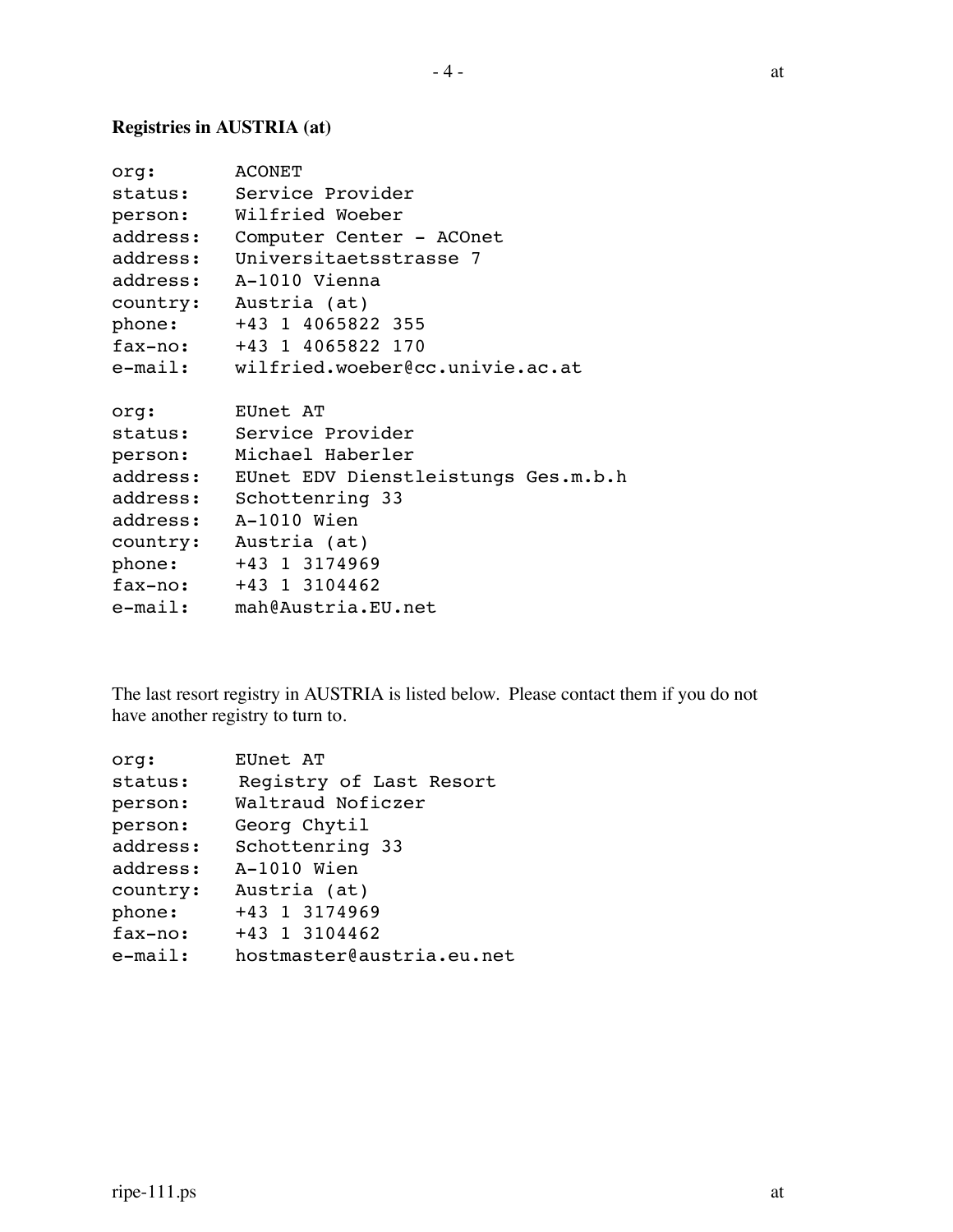**Registries in AUSTRIA (at)**

```
org:       ACONET
status:    Service Provider
person:    Wilfried Woeber
address:   Computer Center - ACOnet
address:   Universitaetsstrasse 7
address:   A-1010 Vienna
country:   Austria (at)
phone:     +43 1 4065822 355
fax-no:    +43 1 4065822 170
e-mail:    wilfried.woeber@cc.univie.ac.at

org:       EUnet AT
status:    Service Provider
person:    Michael Haberler
address:   EUnet EDV Dienstleistungs Ges.m.b.h
address:   Schottenring 33
address:   A-1010 Wien
country:   Austria (at)
phone:     +43 1 3174969
fax-no:    +43 1 3104462
e-mail:    mah@Austria.EU.net
```

The last resort registry in AUSTRIA is listed below. Please contact them if you do not have another registry to turn to.

```
org:       EUnet AT
status:     Registry of Last Resort
person:    Waltraud Noficzer
person:    Georg Chytil
address:   Schottenring 33
address:   A-1010 Wien
country:   Austria (at)
phone:     +43 1 3174969
fax-no:    +43 1 3104462
e-mail:    hostmaster@austria.eu.net
```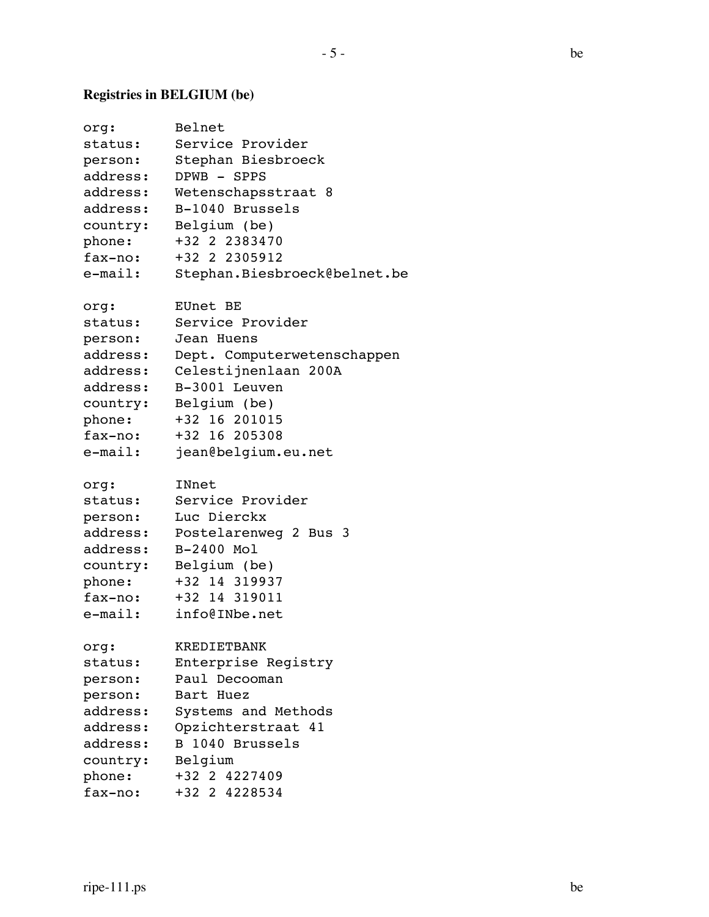**Registries in BELGIUM (be)**

```
org:       Belnet
status:    Service Provider
person:    Stephan Biesbroeck
address:   DPWB - SPPS
address:   Wetenschapsstraat 8
address:   B-1040 Brussels
country:   Belgium (be)
phone:     +32 2 2383470
fax-no:    +32 2 2305912
e-mail:    Stephan.Biesbroeck@belnet.be

org:       EUnet BE
status:    Service Provider
person:    Jean Huens
address:   Dept. Computerwetenschappen
address:   Celestijnenlaan 200A
address:   B-3001 Leuven
country:   Belgium (be)
phone:     +32 16 201015
fax-no:    +32 16 205308
e-mail:    jean@belgium.eu.net

org:       INnet
status:    Service Provider
person:    Luc Dierckx
address:   Postelarenweg 2 Bus 3
address:   B-2400 Mol
country:   Belgium (be)
phone:     +32 14 319937
fax-no:    +32 14 319011
e-mail:    info@INbe.net

org:       KREDIETBANK
status:    Enterprise Registry
person:    Paul Decooman
person:    Bart Huez
address:   Systems and Methods
address:   Opzichterstraat 41
address:   B 1040 Brussels
country:   Belgium
phone:     +32 2 4227409
fax-no:    +32 2 4228534
```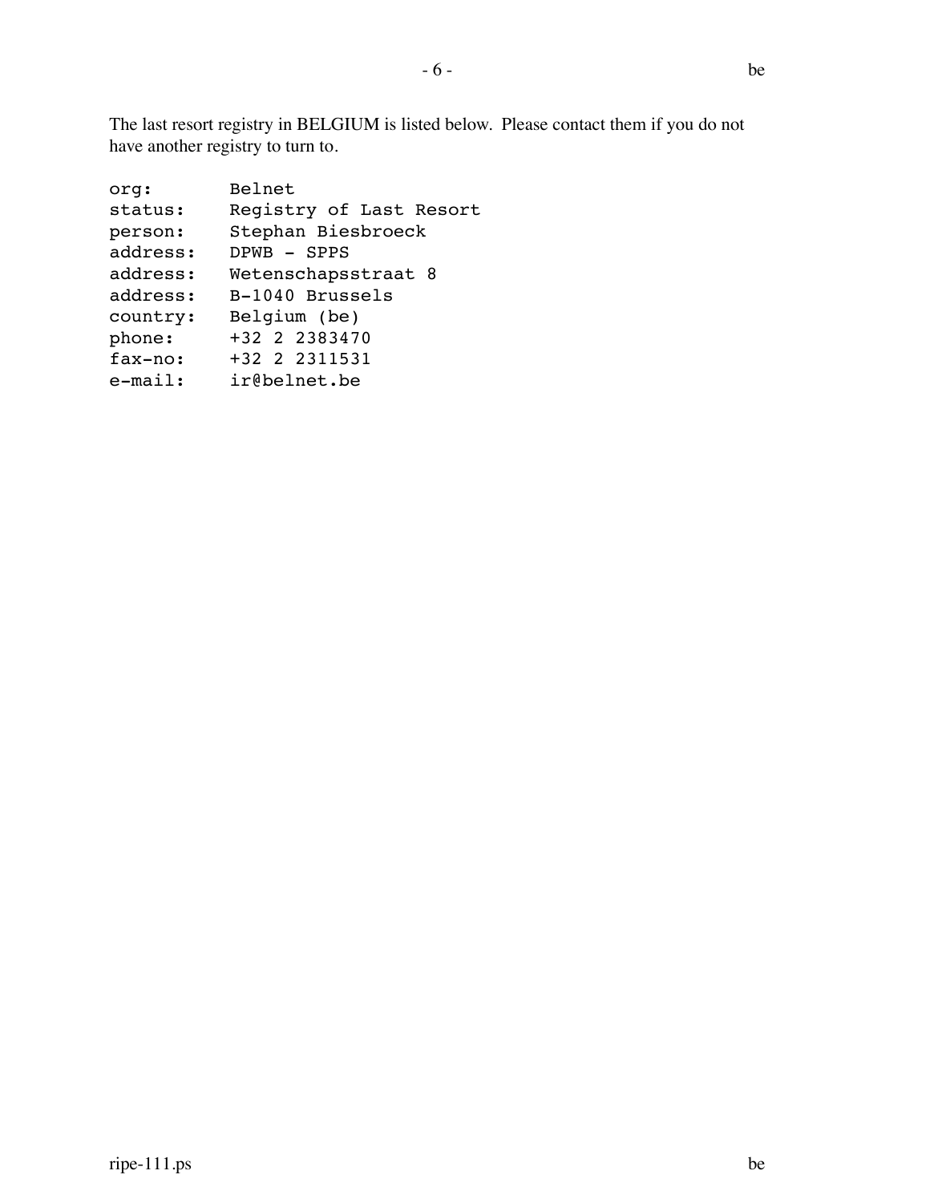The last resort registry in BELGIUM is listed below.  Please contact them if you do not have another registry to turn to.

```
org:        Belnet
status:     Registry of Last Resort
person:     Stephan Biesbroeck
address:    DPWB - SPPS
address:    Wetenschapsstraat 8
address:    B-1040 Brussels
country:    Belgium (be)
phone:      +32 2 2383470
fax-no:     +32 2 2311531
e-mail:     ir@belnet.be
```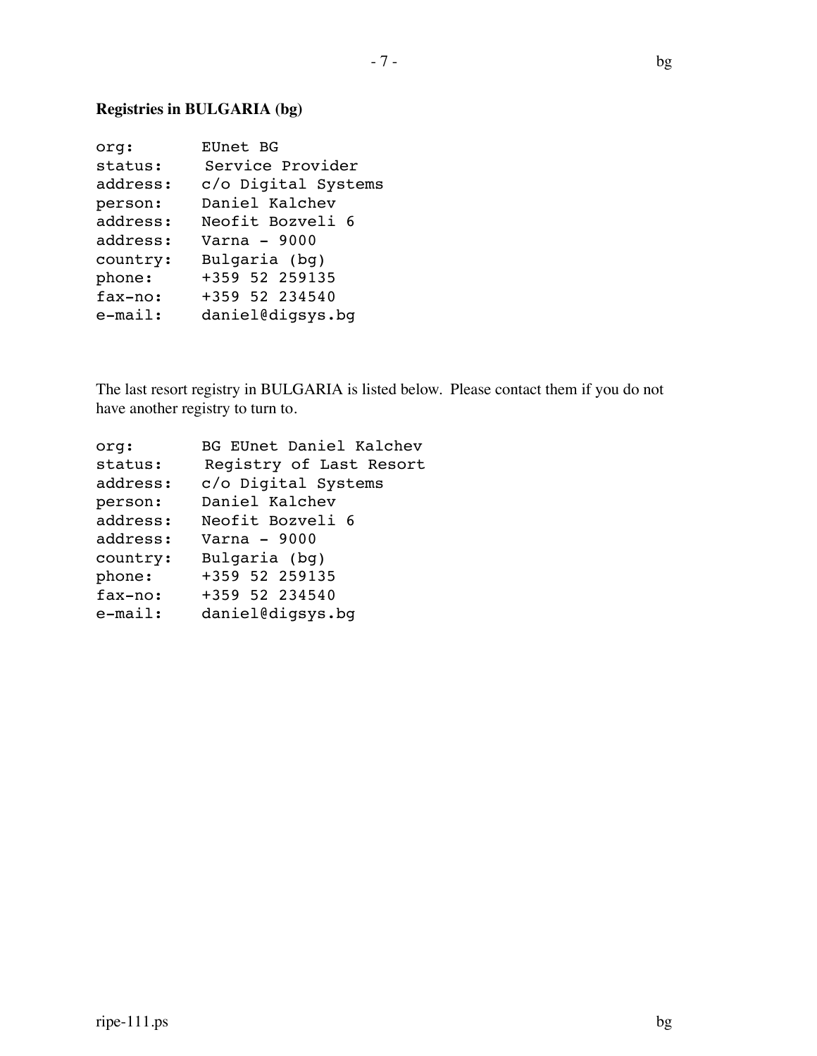**Registries in BULGARIA (bg)**

```
org:       EUnet BG
status:     Service Provider
address:   c/o Digital Systems
person:    Daniel Kalchev
address:   Neofit Bozveli 6
address:   Varna - 9000
country:   Bulgaria (bg)
phone:     +359 52 259135
fax-no:    +359 52 234540
e-mail:    daniel@digsys.bg
```

The last resort registry in BULGARIA is listed below. Please contact them if you do not have another registry to turn to.

```
org:       BG EUnet Daniel Kalchev
status:     Registry of Last Resort
address:   c/o Digital Systems
person:    Daniel Kalchev
address:   Neofit Bozveli 6
address:   Varna - 9000
country:   Bulgaria (bg)
phone:     +359 52 259135
fax-no:    +359 52 234540
e-mail:    daniel@digsys.bg
```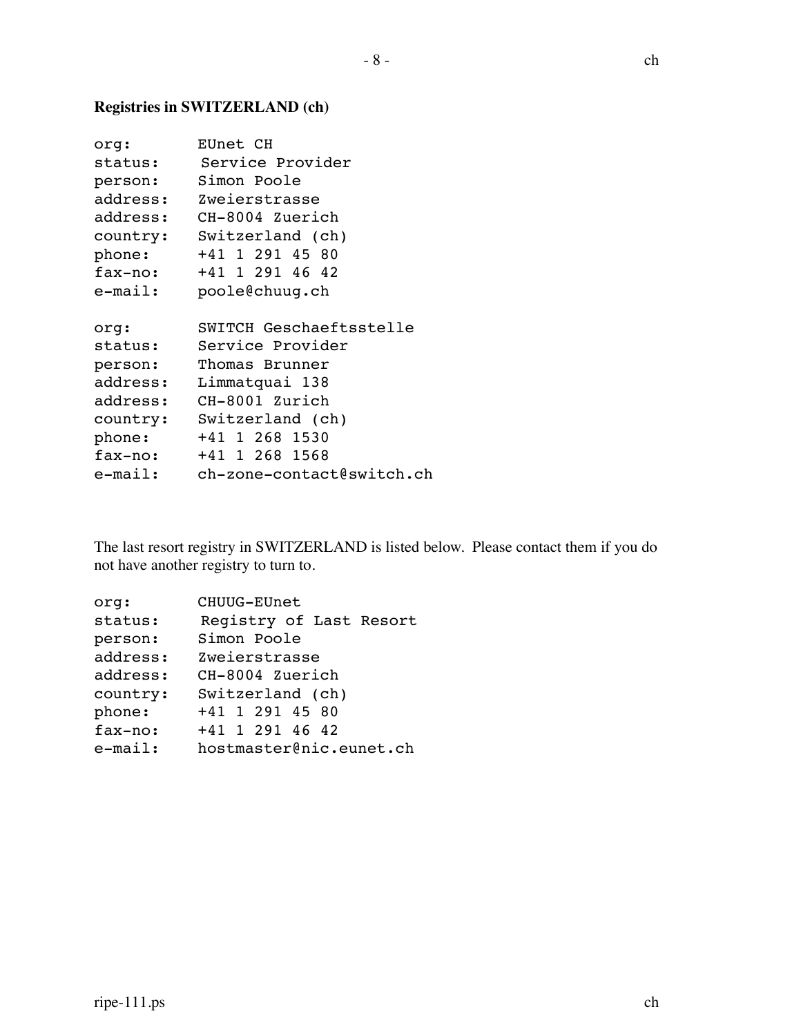**Registries in SWITZERLAND (ch)**

```
org:       EUnet CH
status:     Service Provider
person:    Simon Poole
address:   Zweierstrasse
address:   CH-8004 Zuerich
country:   Switzerland (ch)
phone:     +41 1 291 45 80
fax-no:    +41 1 291 46 42
e-mail:    poole@chuug.ch

org:       SWITCH Geschaeftsstelle
status:    Service Provider
person:    Thomas Brunner
address:   Limmatquai 138
address:   CH-8001 Zurich
country:   Switzerland (ch)
phone:     +41 1 268 1530
fax-no:    +41 1 268 1568
e-mail:    ch-zone-contact@switch.ch
```

The last resort registry in SWITZERLAND is listed below. Please contact them if you do not have another registry to turn to.

```
org:       CHUUG-EUnet
status:     Registry of Last Resort
person:    Simon Poole
address:   Zweierstrasse
address:   CH-8004 Zuerich
country:   Switzerland (ch)
phone:     +41 1 291 45 80
fax-no:    +41 1 291 46 42
e-mail:    hostmaster@nic.eunet.ch
```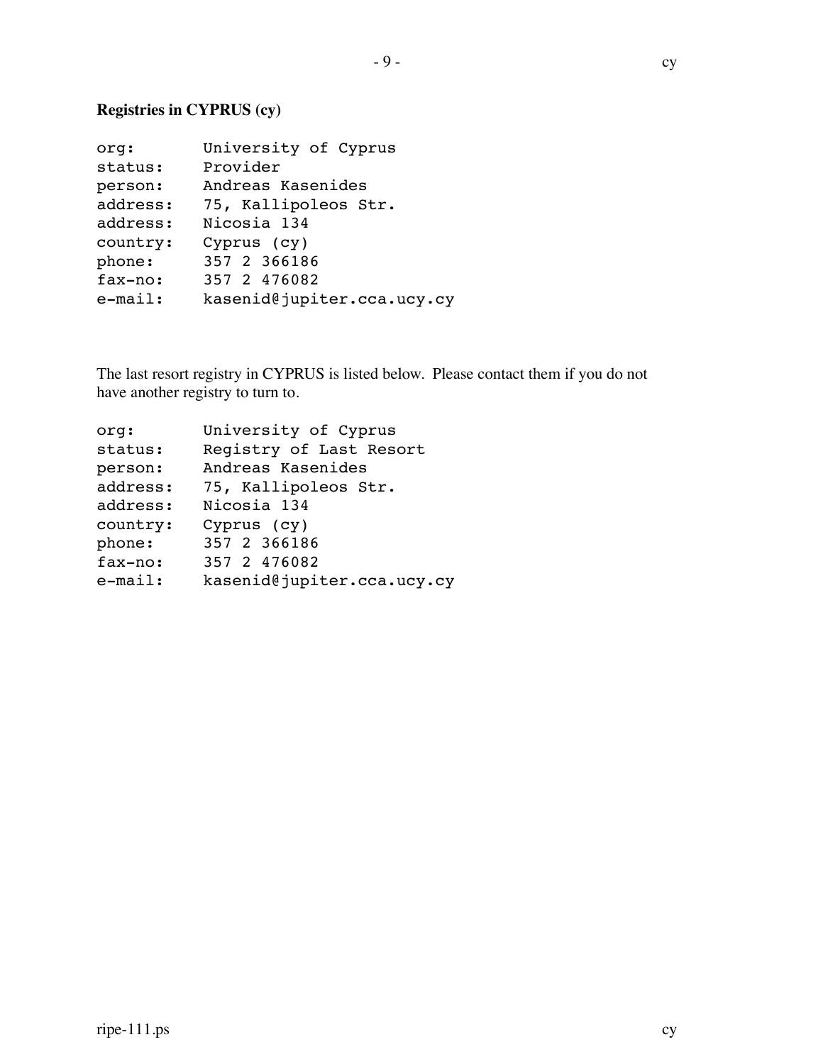**Registries in CYPRUS (cy)**

```
org:        University of Cyprus
status:     Provider
person:     Andreas Kasenides
address:    75, Kallipoleos Str.
address:    Nicosia 134
country:    Cyprus (cy)
phone:      357 2 366186
fax-no:     357 2 476082
e-mail:     kasenid@jupiter.cca.ucy.cy
```

The last resort registry in CYPRUS is listed below. Please contact them if you do not have another registry to turn to.

```
org:        University of Cyprus
status:     Registry of Last Resort
person:     Andreas Kasenides
address:    75, Kallipoleos Str.
address:    Nicosia 134
country:    Cyprus (cy)
phone:      357 2 366186
fax-no:     357 2 476082
e-mail:     kasenid@jupiter.cca.ucy.cy
```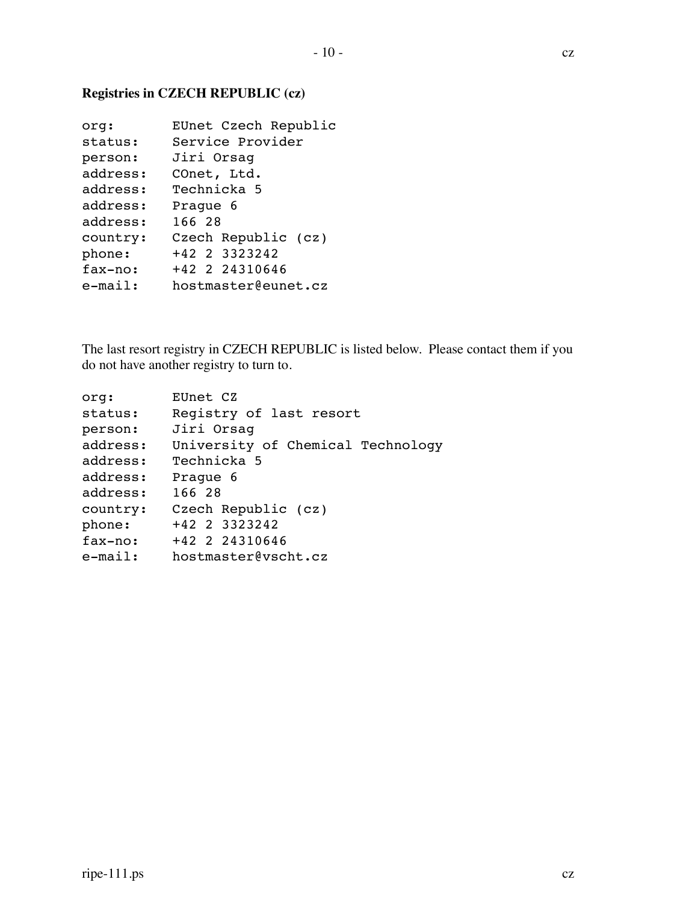**Registries in CZECH REPUBLIC (cz)**

```
org:       EUnet Czech Republic
status:    Service Provider
person:    Jiri Orsag
address:   COnet, Ltd.
address:   Technicka 5
address:   Prague 6
address:   166 28
country:   Czech Republic (cz)
phone:     +42 2 3323242
fax-no:    +42 2 24310646
e-mail:    hostmaster@eunet.cz
```

The last resort registry in CZECH REPUBLIC is listed below. Please contact them if you do not have another registry to turn to.

```
org:       EUnet CZ
status:    Registry of last resort
person:    Jiri Orsag
address:   University of Chemical Technology
address:   Technicka 5
address:   Prague 6
address:   166 28
country:   Czech Republic (cz)
phone:     +42 2 3323242
fax-no:    +42 2 24310646
e-mail:    hostmaster@vscht.cz
```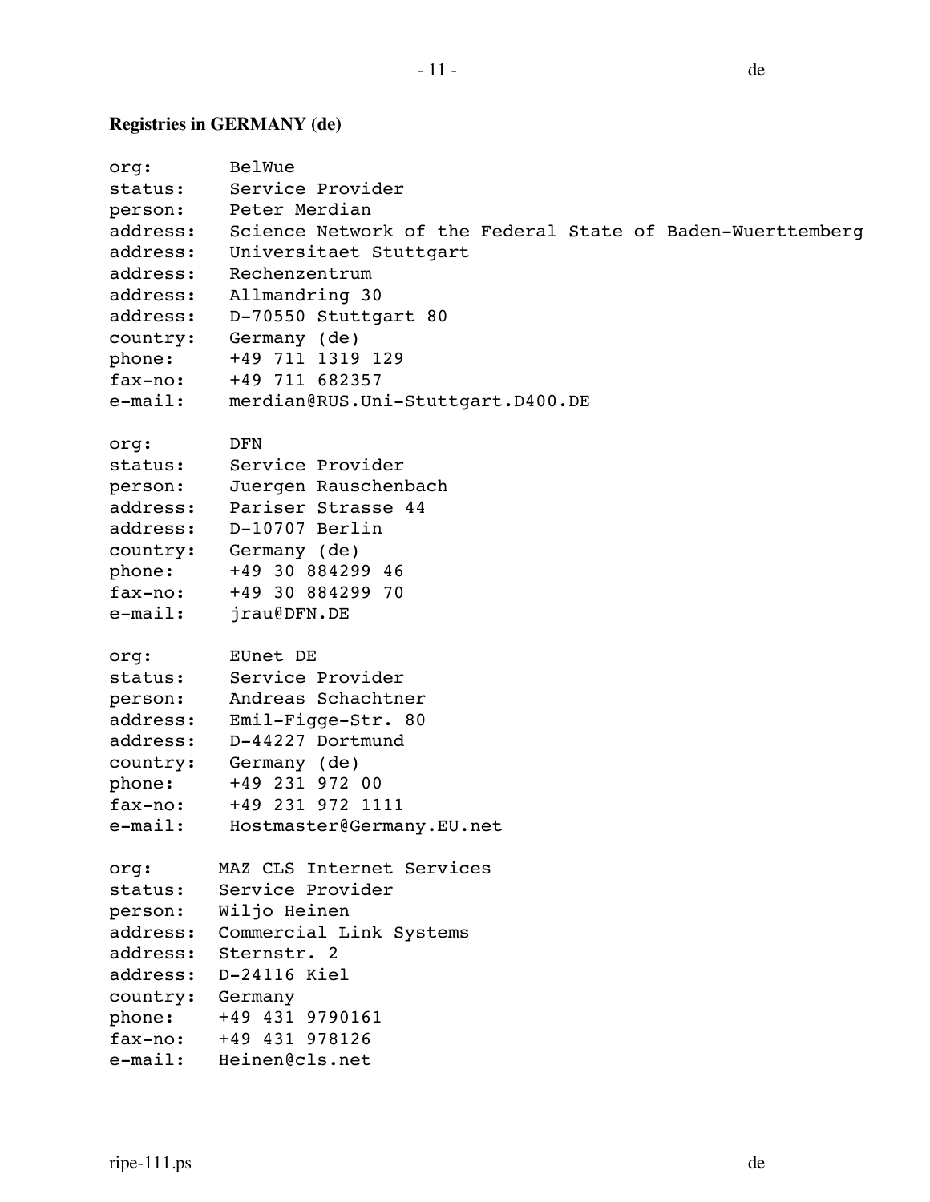**Registries in GERMANY (de)**

```
org:       BelWue
status:    Service Provider
person:    Peter Merdian
address:   Science Network of the Federal State of Baden-Wuerttemberg
address:   Universitaet Stuttgart
address:   Rechenzentrum
address:   Allmandring 30
address:   D-70550 Stuttgart 80
country:   Germany (de)
phone:     +49 711 1319 129
fax-no:    +49 711 682357
e-mail:    merdian@RUS.Uni-Stuttgart.D400.DE

org:       DFN
status:    Service Provider
person:    Juergen Rauschenbach
address:   Pariser Strasse 44
address:   D-10707 Berlin
country:   Germany (de)
phone:     +49 30 884299 46
fax-no:    +49 30 884299 70
e-mail:    jrau@DFN.DE

org:       EUnet DE
status:    Service Provider
person:    Andreas Schachtner
address:   Emil-Figge-Str. 80
address:   D-44227 Dortmund
country:   Germany (de)
phone:     +49 231 972 00
fax-no:    +49 231 972 1111
e-mail:    Hostmaster@Germany.EU.net

org:      MAZ CLS Internet Services
status:   Service Provider
person:   Wiljo Heinen
address:  Commercial Link Systems
address:  Sternstr. 2
address:  D-24116 Kiel
country:  Germany
phone:    +49 431 9790161
fax-no:   +49 431 978126
e-mail:   Heinen@cls.net
```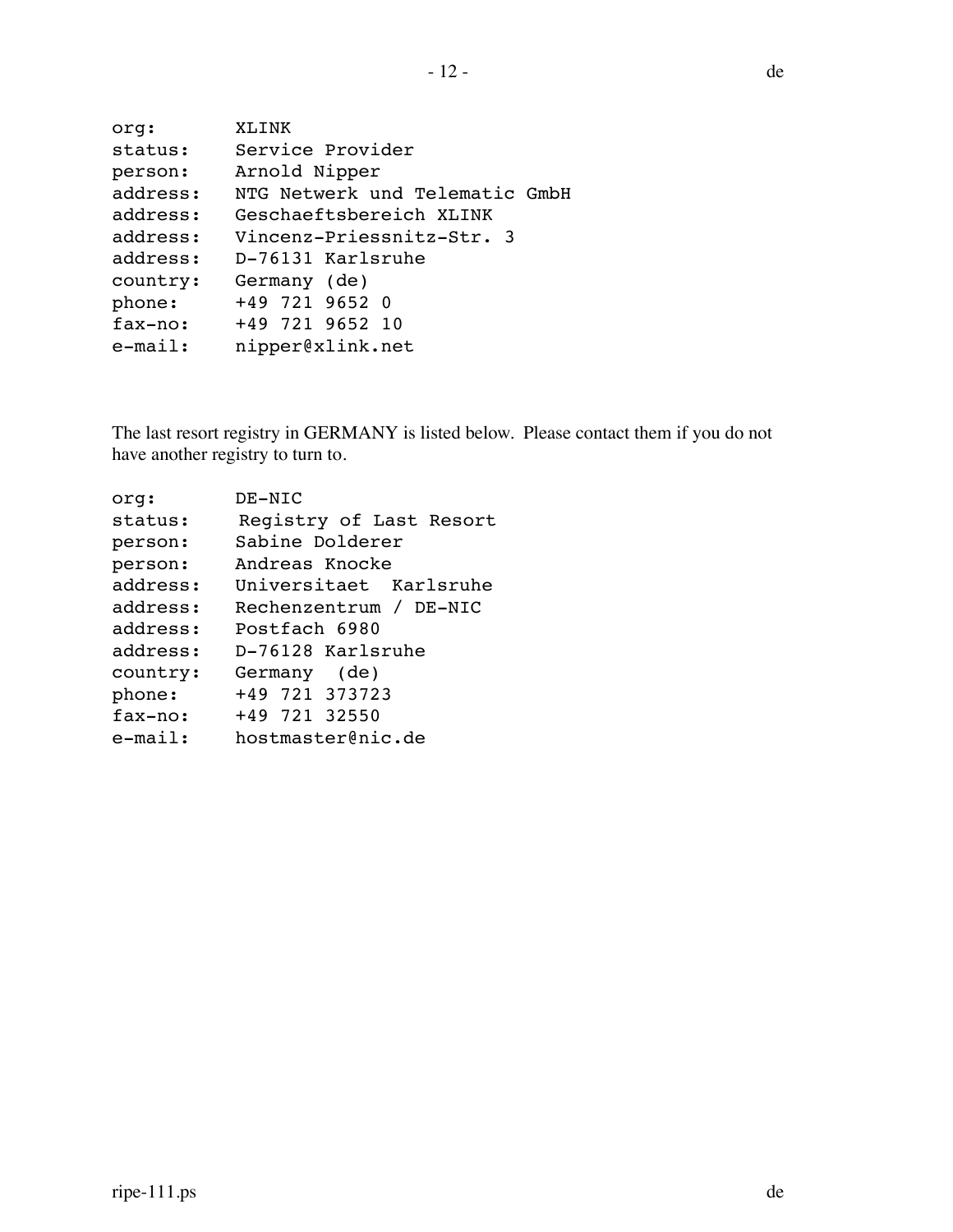```
org:       XLINK
status:    Service Provider
person:    Arnold Nipper
address:   NTG Netwerk und Telematic GmbH
address:   Geschaeftsbereich XLINK
address:   Vincenz-Priessnitz-Str. 3
address:   D-76131 Karlsruhe
country:   Germany (de)
phone:     +49 721 9652 0
fax-no:    +49 721 9652 10
e-mail:    nipper@xlink.net
```

The last resort registry in GERMANY is listed below. Please contact them if you do not have another registry to turn to.

```
org:       DE-NIC
status:     Registry of Last Resort
person:    Sabine Dolderer
person:    Andreas Knocke
address:   Universitaet  Karlsruhe
address:   Rechenzentrum / DE-NIC
address:   Postfach 6980
address:   D-76128 Karlsruhe
country:   Germany  (de)
phone:     +49 721 373723
fax-no:    +49 721 32550
e-mail:    hostmaster@nic.de
```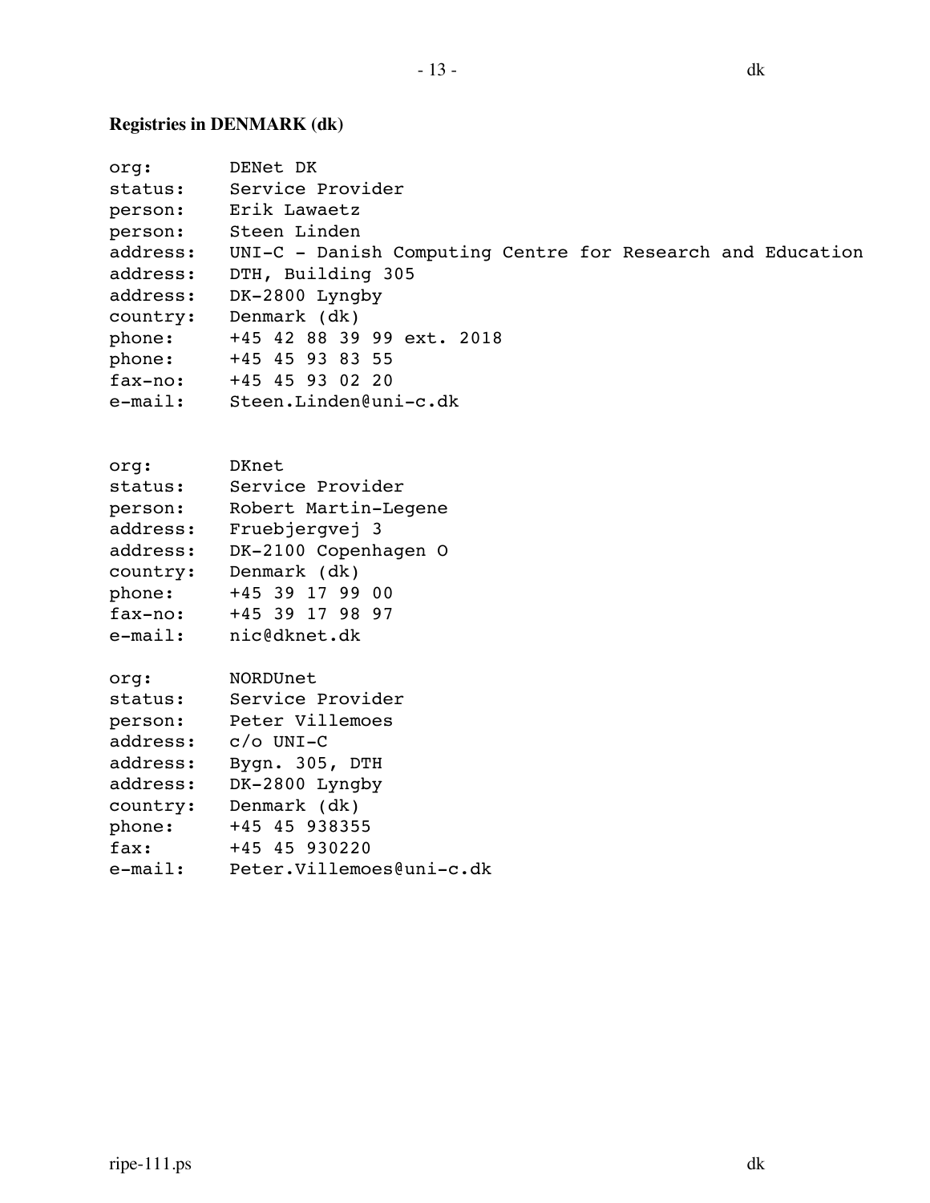**Registries in DENMARK (dk)**

```
org:        DENet DK
status:     Service Provider
person:     Erik Lawaetz
person:     Steen Linden
address:    UNI-C - Danish Computing Centre for Research and Education
address:    DTH, Building 305
address:    DK-2800 Lyngby
country:    Denmark (dk)
phone:      +45 42 88 39 99 ext. 2018
phone:      +45 45 93 83 55
fax-no:     +45 45 93 02 20
e-mail:     Steen.Linden@uni-c.dk
```

```
org:        DKnet
status:     Service Provider
person:     Robert Martin-Legene
address:    Fruebjergvej 3
address:    DK-2100 Copenhagen O
country:    Denmark (dk)
phone:      +45 39 17 99 00
fax-no:     +45 39 17 98 97
e-mail:     nic@dknet.dk
```

```
org:        NORDUnet
status:     Service Provider
person:     Peter Villemoes
address:    c/o UNI-C
address:    Bygn. 305, DTH
address:    DK-2800 Lyngby
country:    Denmark (dk)
phone:      +45 45 938355
fax:        +45 45 930220
e-mail:     Peter.Villemoes@uni-c.dk
```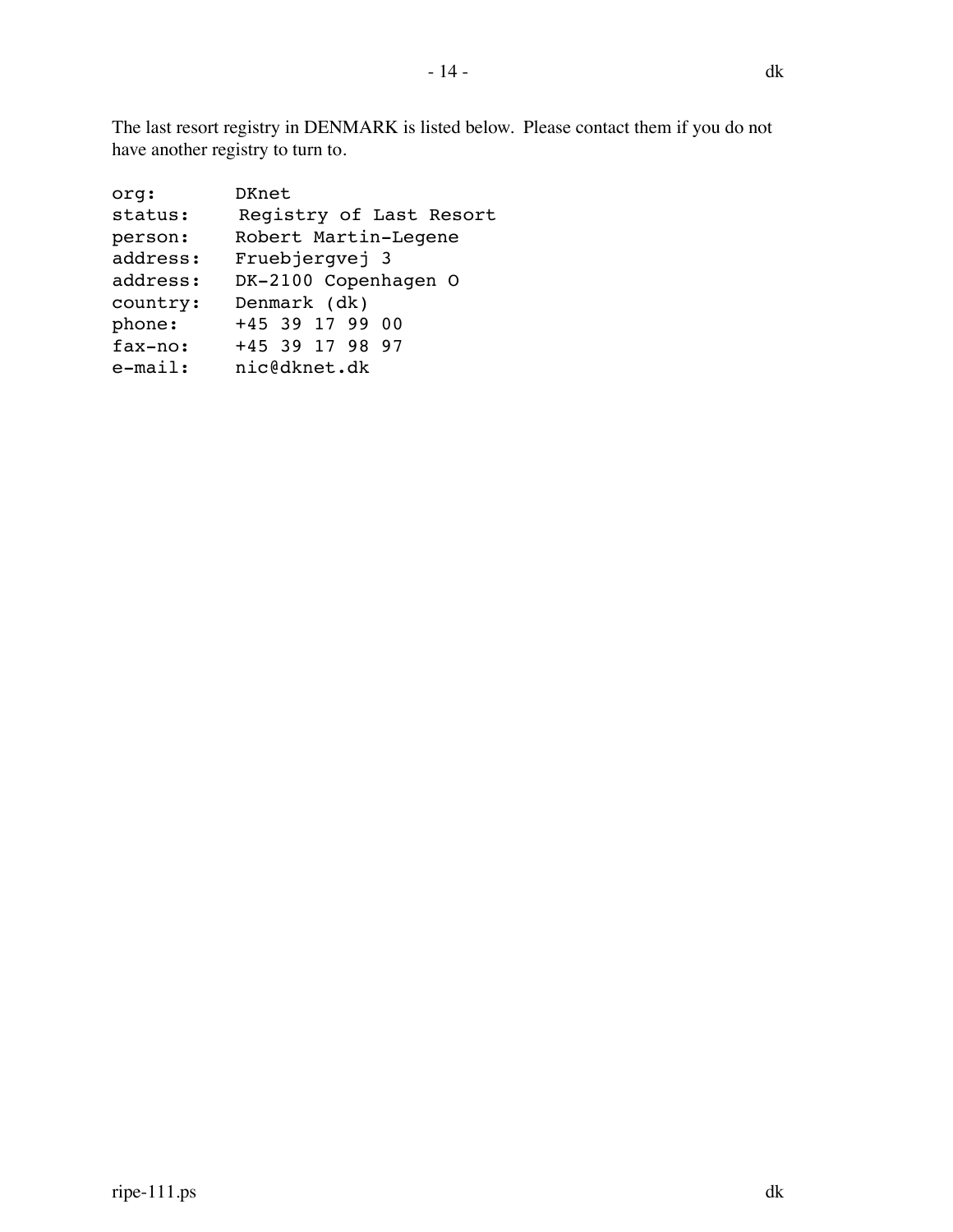The last resort registry in DENMARK is listed below. Please contact them if you do not have another registry to turn to.

```
org:        DKnet
status:      Registry of Last Resort
person:     Robert Martin-Legene
address:    Fruebjergvej 3
address:    DK-2100 Copenhagen O
country:    Denmark (dk)
phone:      +45 39 17 99 00
fax-no:     +45 39 17 98 97
e-mail:     nic@dknet.dk
```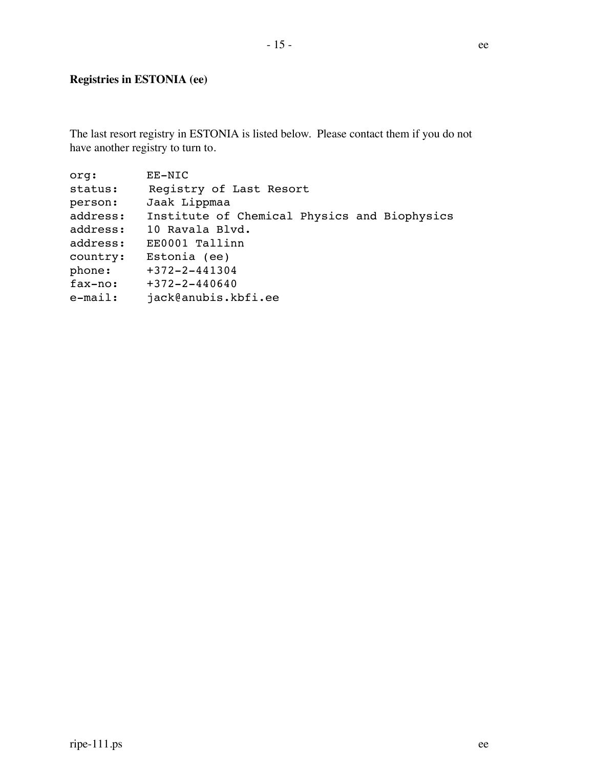**Registries in ESTONIA (ee)**

The last resort registry in ESTONIA is listed below. Please contact them if you do not have another registry to turn to.

```
org:       EE-NIC
status:     Registry of Last Resort
person:    Jaak Lippmaa
address:   Institute of Chemical Physics and Biophysics
address:   10 Ravala Blvd.
address:   EE0001 Tallinn
country:   Estonia (ee)
phone:     +372-2-441304
fax-no:    +372-2-440640
e-mail:    jack@anubis.kbfi.ee
```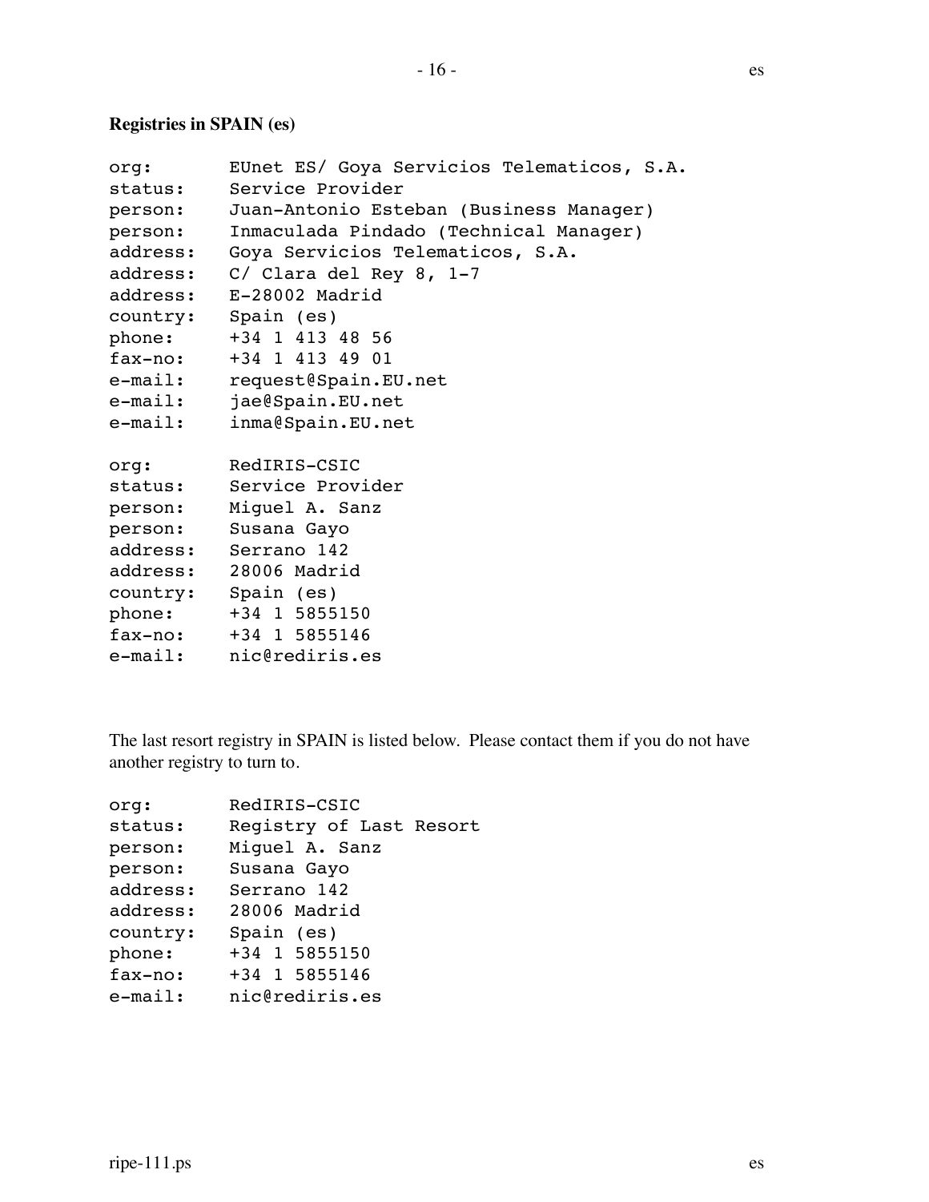**Registries in SPAIN (es)**

```
org:       EUnet ES/ Goya Servicios Telematicos, S.A.
status:    Service Provider
person:    Juan-Antonio Esteban (Business Manager)
person:    Inmaculada Pindado (Technical Manager)
address:   Goya Servicios Telematicos, S.A.
address:   C/ Clara del Rey 8, 1-7
address:   E-28002 Madrid
country:   Spain (es)
phone:     +34 1 413 48 56
fax-no:    +34 1 413 49 01
e-mail:    request@Spain.EU.net
e-mail:    jae@Spain.EU.net
e-mail:    inma@Spain.EU.net

org:       RedIRIS-CSIC
status:    Service Provider
person:    Miguel A. Sanz
person:    Susana Gayo
address:   Serrano 142
address:   28006 Madrid
country:   Spain (es)
phone:     +34 1 5855150
fax-no:    +34 1 5855146
e-mail:    nic@rediris.es
```

The last resort registry in SPAIN is listed below. Please contact them if you do not have another registry to turn to.

```
org:       RedIRIS-CSIC
status:    Registry of Last Resort
person:    Miguel A. Sanz
person:    Susana Gayo
address:   Serrano 142
address:   28006 Madrid
country:   Spain (es)
phone:     +34 1 5855150
fax-no:    +34 1 5855146
e-mail:    nic@rediris.es
```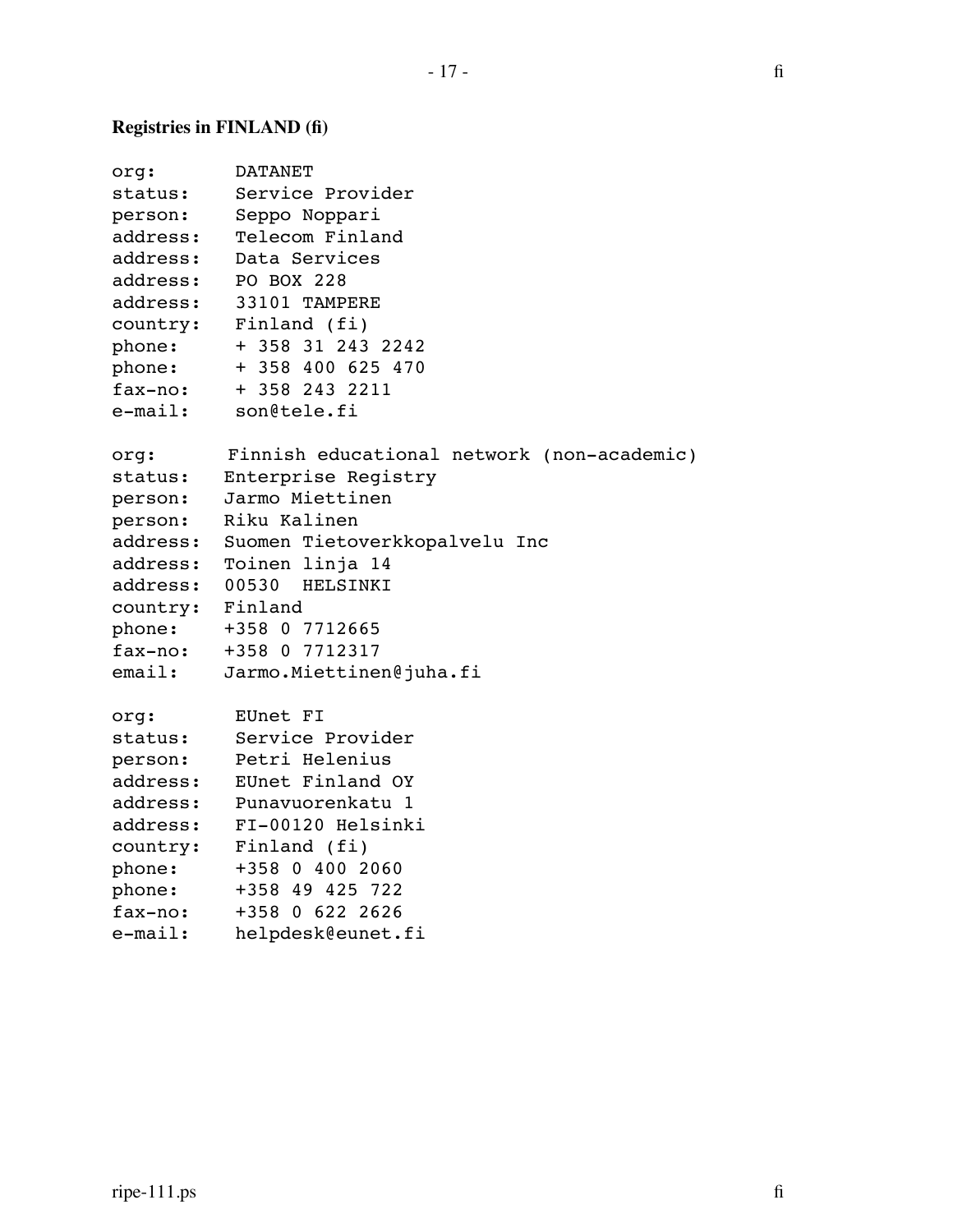**Registries in FINLAND (fi)**

```
org:       DATANET
status:    Service Provider
person:    Seppo Noppari
address:   Telecom Finland
address:   Data Services
address:   PO BOX 228
address:   33101 TAMPERE
country:   Finland (fi)
phone:     + 358 31 243 2242
phone:     + 358 400 625 470
fax-no:    + 358 243 2211
e-mail:    son@tele.fi

org:      Finnish educational network (non-academic)
status:   Enterprise Registry
person:   Jarmo Miettinen
person:   Riku Kalinen
address:  Suomen Tietoverkkopalvelu Inc
address:  Toinen linja 14
address:  00530  HELSINKI
country:  Finland
phone:    +358 0 7712665
fax-no:   +358 0 7712317
email:    Jarmo.Miettinen@juha.fi

org:       EUnet FI
status:    Service Provider
person:    Petri Helenius
address:   EUnet Finland OY
address:   Punavuorenkatu 1
address:   FI-00120 Helsinki
country:   Finland (fi)
phone:     +358 0 400 2060
phone:     +358 49 425 722
fax-no:    +358 0 622 2626
e-mail:    helpdesk@eunet.fi
```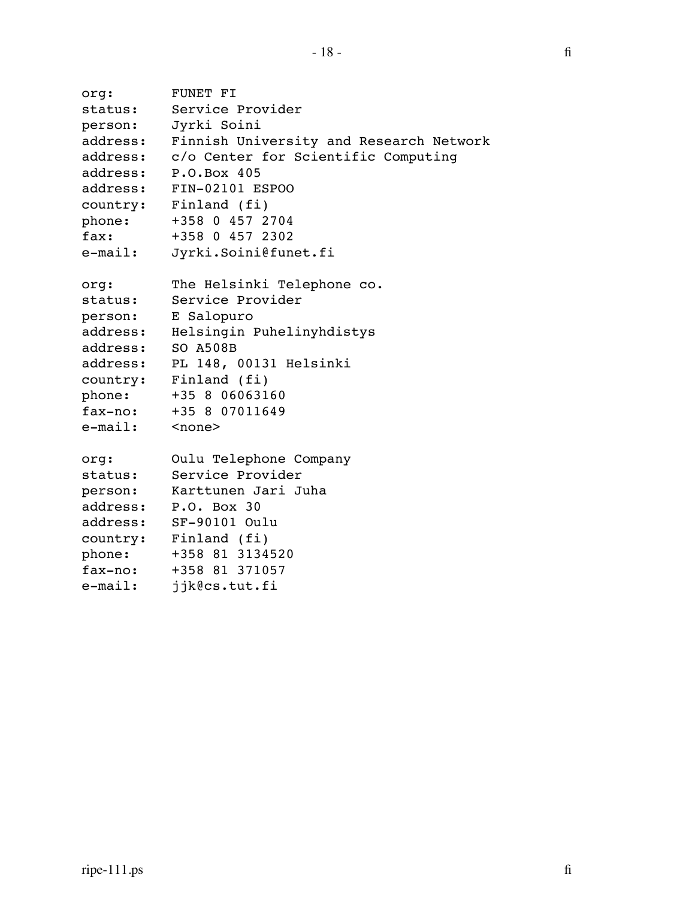```
org:      FUNET FI
status:   Service Provider
person:   Jyrki Soini
address:  Finnish University and Research Network
address:  c/o Center for Scientific Computing
address:  P.O.Box 405
address:  FIN-02101 ESPOO
country:  Finland (fi)
phone:    +358 0 457 2704
fax:      +358 0 457 2302
e-mail:   Jyrki.Soini@funet.fi

org:      The Helsinki Telephone co.
status:   Service Provider
person:   E Salopuro
address:  Helsingin Puhelinyhdistys
address:  SO A508B
address:  PL 148, 00131 Helsinki
country:  Finland (fi)
phone:    +35 8 06063160
fax-no:   +35 8 07011649
e-mail:   <none>

org:      Oulu Telephone Company
status:   Service Provider
person:   Karttunen Jari Juha
address:  P.O. Box 30
address:  SF-90101 Oulu
country:  Finland (fi)
phone:    +358 81 3134520
fax-no:   +358 81 371057
e-mail:   jjk@cs.tut.fi
```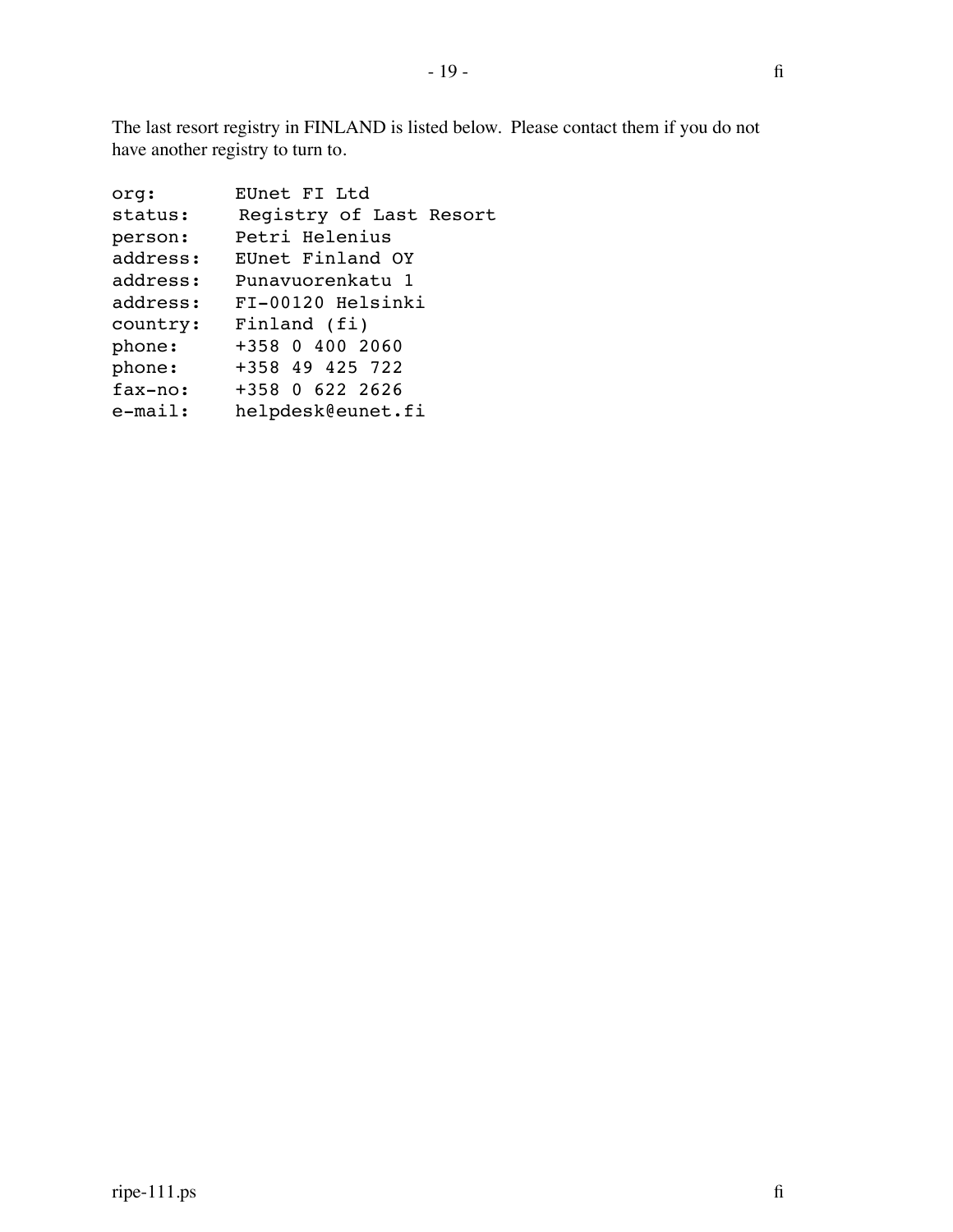The last resort registry in FINLAND is listed below. Please contact them if you do not have another registry to turn to.

```
org:        EUnet FI Ltd
status:      Registry of Last Resort
person:     Petri Helenius
address:    EUnet Finland OY
address:    Punavuorenkatu 1
address:    FI-00120 Helsinki
country:    Finland (fi)
phone:      +358 0 400 2060
phone:      +358 49 425 722
fax-no:     +358 0 622 2626
e-mail:     helpdesk@eunet.fi
```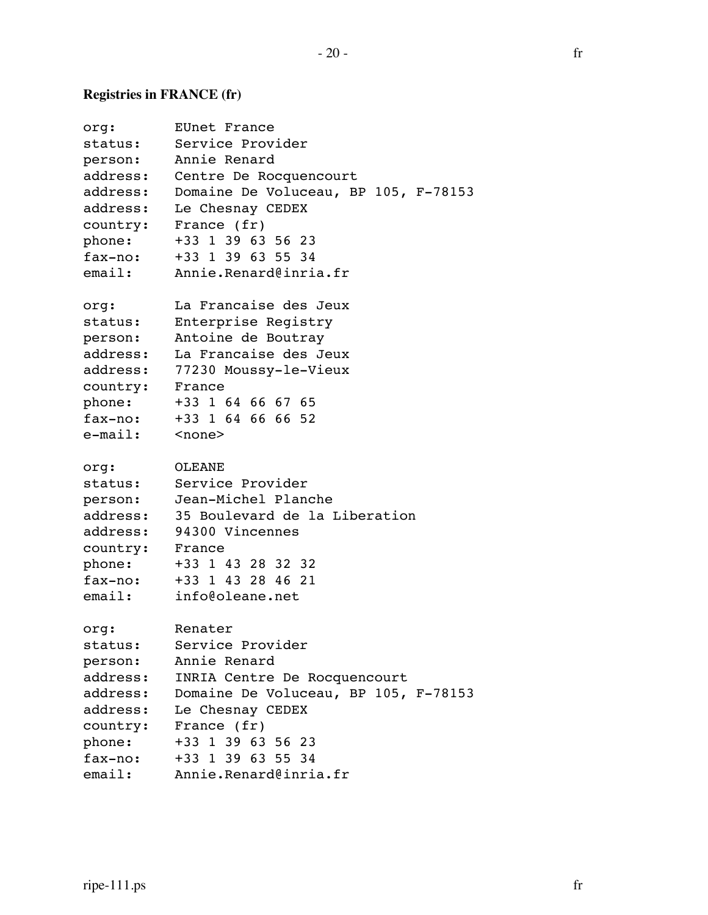**Registries in FRANCE (fr)**

```
org:       EUnet France
status:    Service Provider
person:    Annie Renard
address:   Centre De Rocquencourt
address:   Domaine De Voluceau, BP 105, F-78153
address:   Le Chesnay CEDEX
country:   France (fr)
phone:     +33 1 39 63 56 23
fax-no:    +33 1 39 63 55 34
email:     Annie.Renard@inria.fr

org:       La Francaise des Jeux
status:    Enterprise Registry
person:    Antoine de Boutray
address:   La Francaise des Jeux
address:   77230 Moussy-le-Vieux
country:   France
phone:     +33 1 64 66 67 65
fax-no:    +33 1 64 66 66 52
e-mail:    <none>

org:       OLEANE
status:    Service Provider
person:    Jean-Michel Planche
address:   35 Boulevard de la Liberation
address:   94300 Vincennes
country:   France
phone:     +33 1 43 28 32 32
fax-no:    +33 1 43 28 46 21
email:     info@oleane.net

org:       Renater
status:    Service Provider
person:    Annie Renard
address:   INRIA Centre De Rocquencourt
address:   Domaine De Voluceau, BP 105, F-78153
address:   Le Chesnay CEDEX
country:   France (fr)
phone:     +33 1 39 63 56 23
fax-no:    +33 1 39 63 55 34
email:     Annie.Renard@inria.fr
```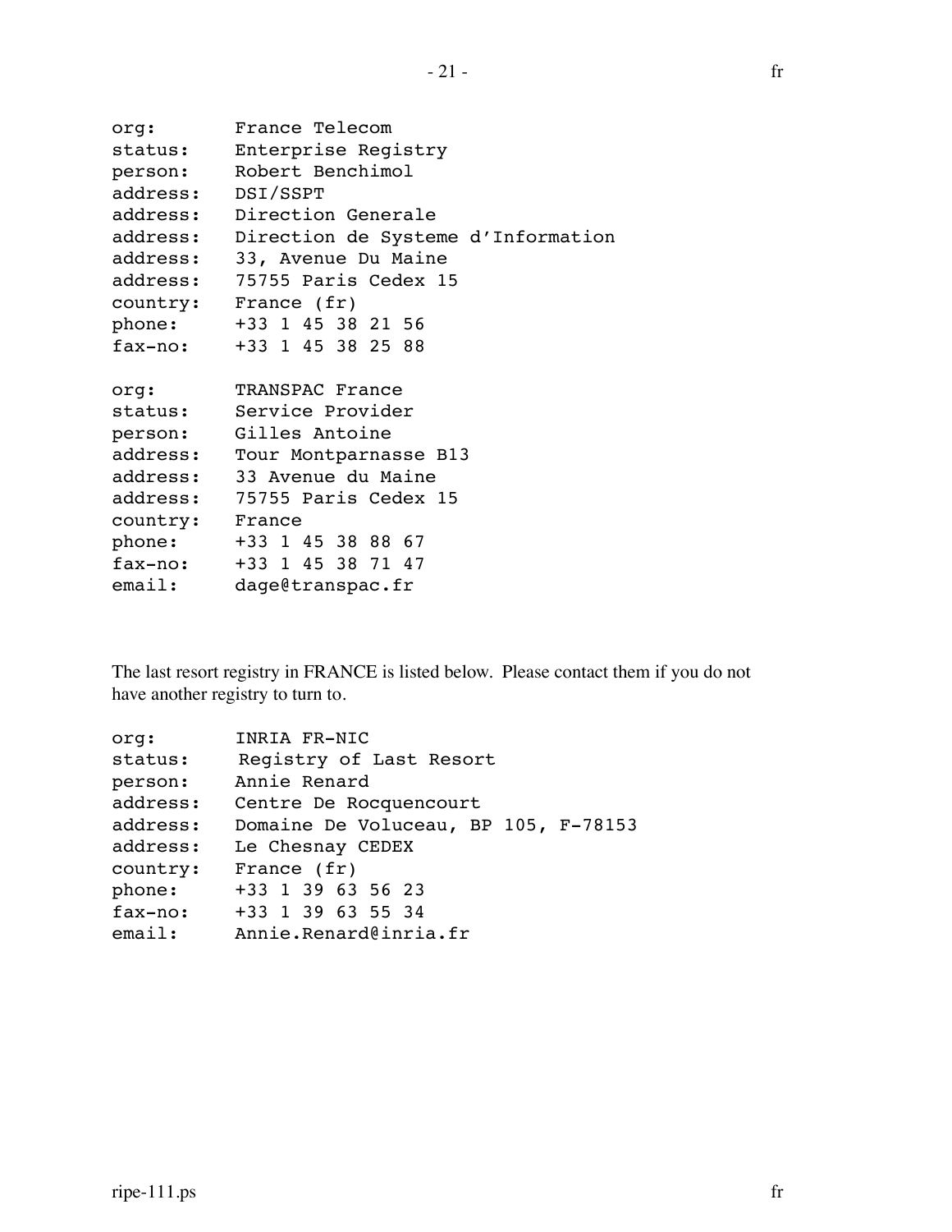```
org:        France Telecom
status:     Enterprise Registry
person:     Robert Benchimol
address:    DSI/SSPT
address:    Direction Generale
address:    Direction de Systeme d'Information
address:    33, Avenue Du Maine
address:    75755 Paris Cedex 15
country:    France (fr)
phone:      +33 1 45 38 21 56
fax-no:     +33 1 45 38 25 88

org:        TRANSPAC France
status:     Service Provider
person:     Gilles Antoine
address:    Tour Montparnasse B13
address:    33 Avenue du Maine
address:    75755 Paris Cedex 15
country:    France
phone:      +33 1 45 38 88 67
fax-no:     +33 1 45 38 71 47
email:      dage@transpac.fr
```

The last resort registry in FRANCE is listed below. Please contact them if you do not have another registry to turn to.

```
org:        INRIA FR-NIC
status:      Registry of Last Resort
person:     Annie Renard
address:    Centre De Rocquencourt
address:    Domaine De Voluceau, BP 105, F-78153
address:    Le Chesnay CEDEX
country:    France (fr)
phone:      +33 1 39 63 56 23
fax-no:     +33 1 39 63 55 34
email:      Annie.Renard@inria.fr
```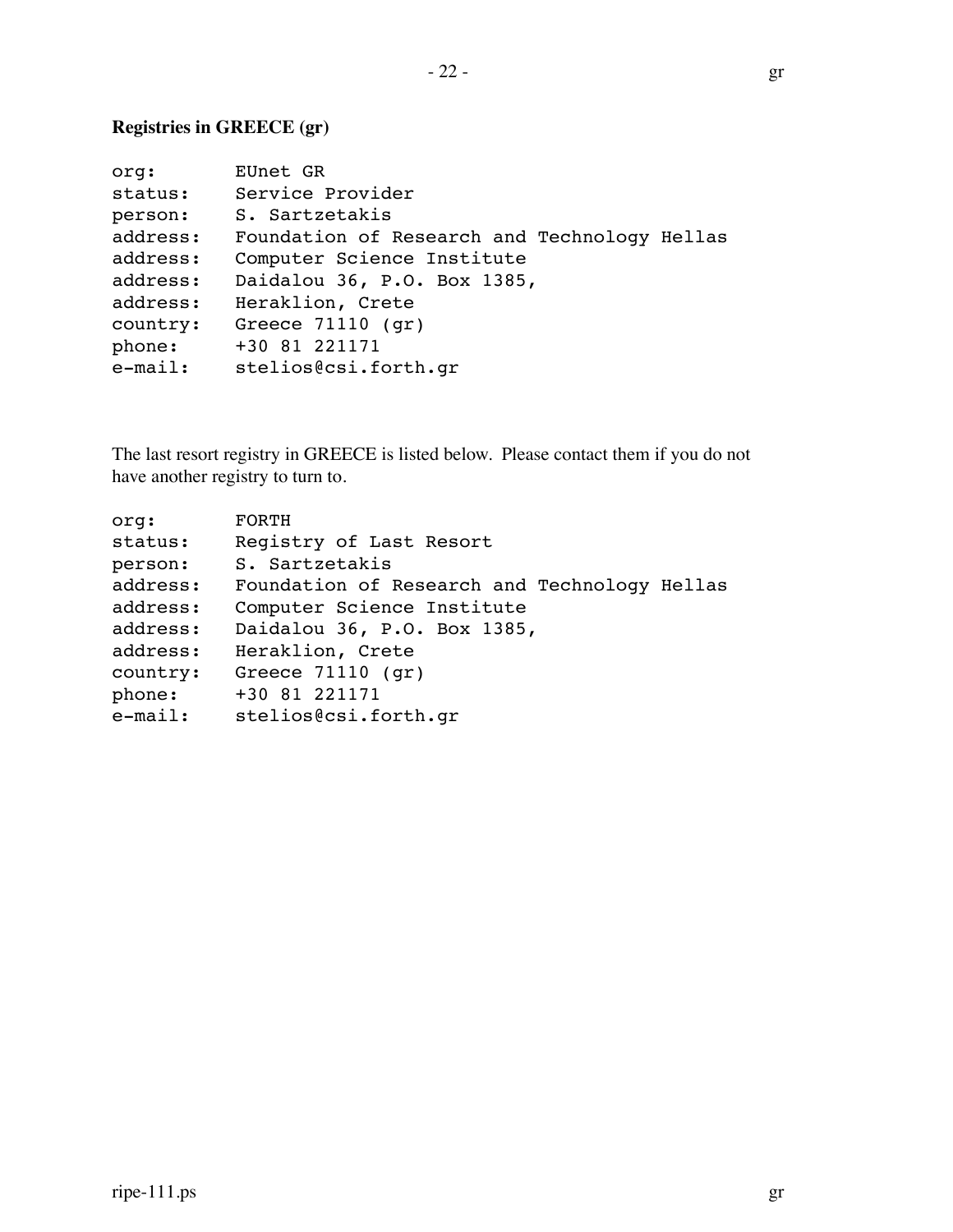**Registries in GREECE (gr)**

```
org:       EUnet GR
status:    Service Provider
person:    S. Sartzetakis
address:   Foundation of Research and Technology Hellas
address:   Computer Science Institute
address:   Daidalou 36, P.O. Box 1385,
address:   Heraklion, Crete
country:   Greece 71110 (gr)
phone:     +30 81 221171
e-mail:    stelios@csi.forth.gr
```

The last resort registry in GREECE is listed below. Please contact them if you do not have another registry to turn to.

```
org:       FORTH
status:    Registry of Last Resort
person:    S. Sartzetakis
address:   Foundation of Research and Technology Hellas
address:   Computer Science Institute
address:   Daidalou 36, P.O. Box 1385,
address:   Heraklion, Crete
country:   Greece 71110 (gr)
phone:     +30 81 221171
e-mail:    stelios@csi.forth.gr
```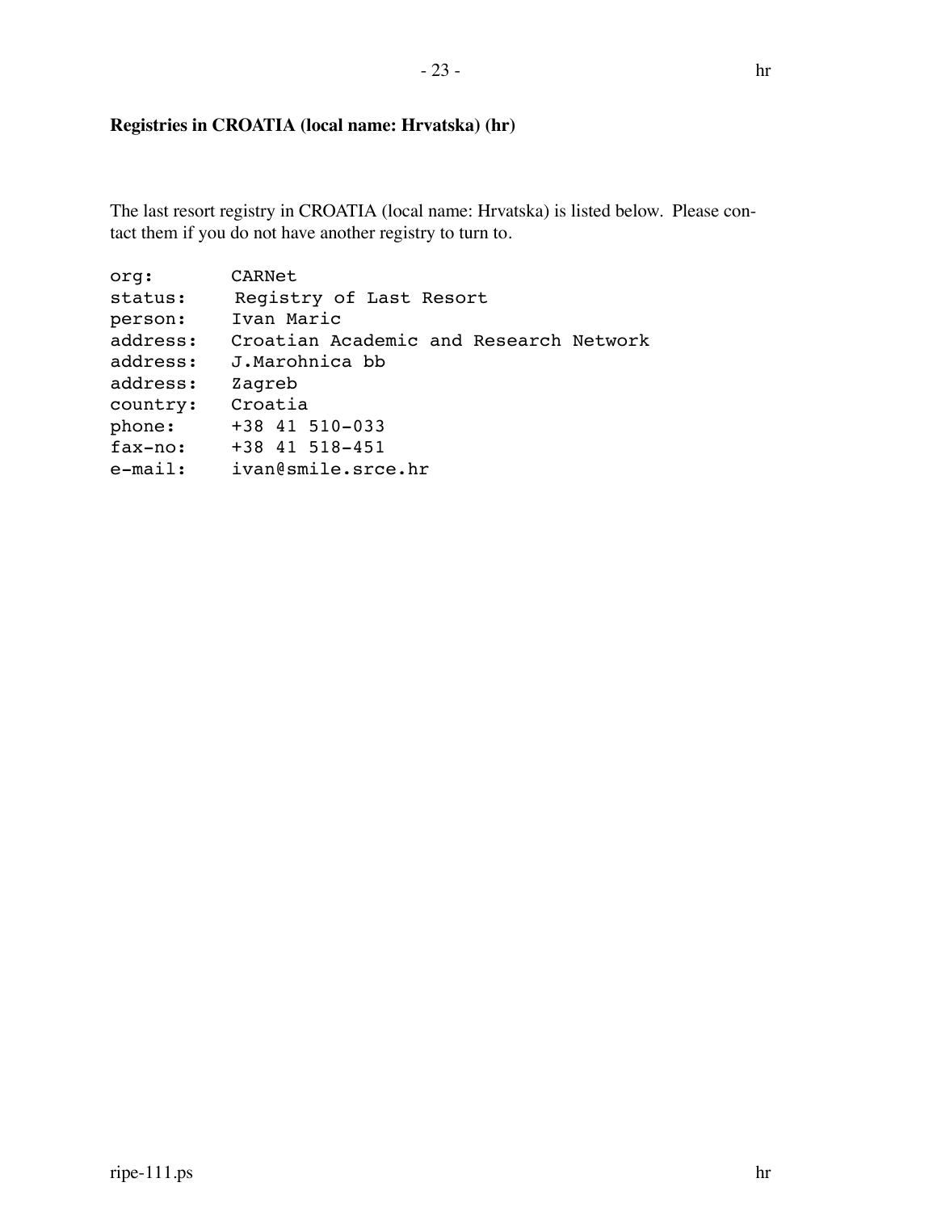**Registries in CROATIA (local name: Hrvatska) (hr)**

The last resort registry in CROATIA (local name: Hrvatska) is listed below. Please contact them if you do not have another registry to turn to.

```
org:       CARNet
status:     Registry of Last Resort
person:    Ivan Maric
address:   Croatian Academic and Research Network
address:   J.Marohnica bb
address:   Zagreb
country:   Croatia
phone:     +38 41 510-033
fax-no:    +38 41 518-451
e-mail:    ivan@smile.srce.hr
```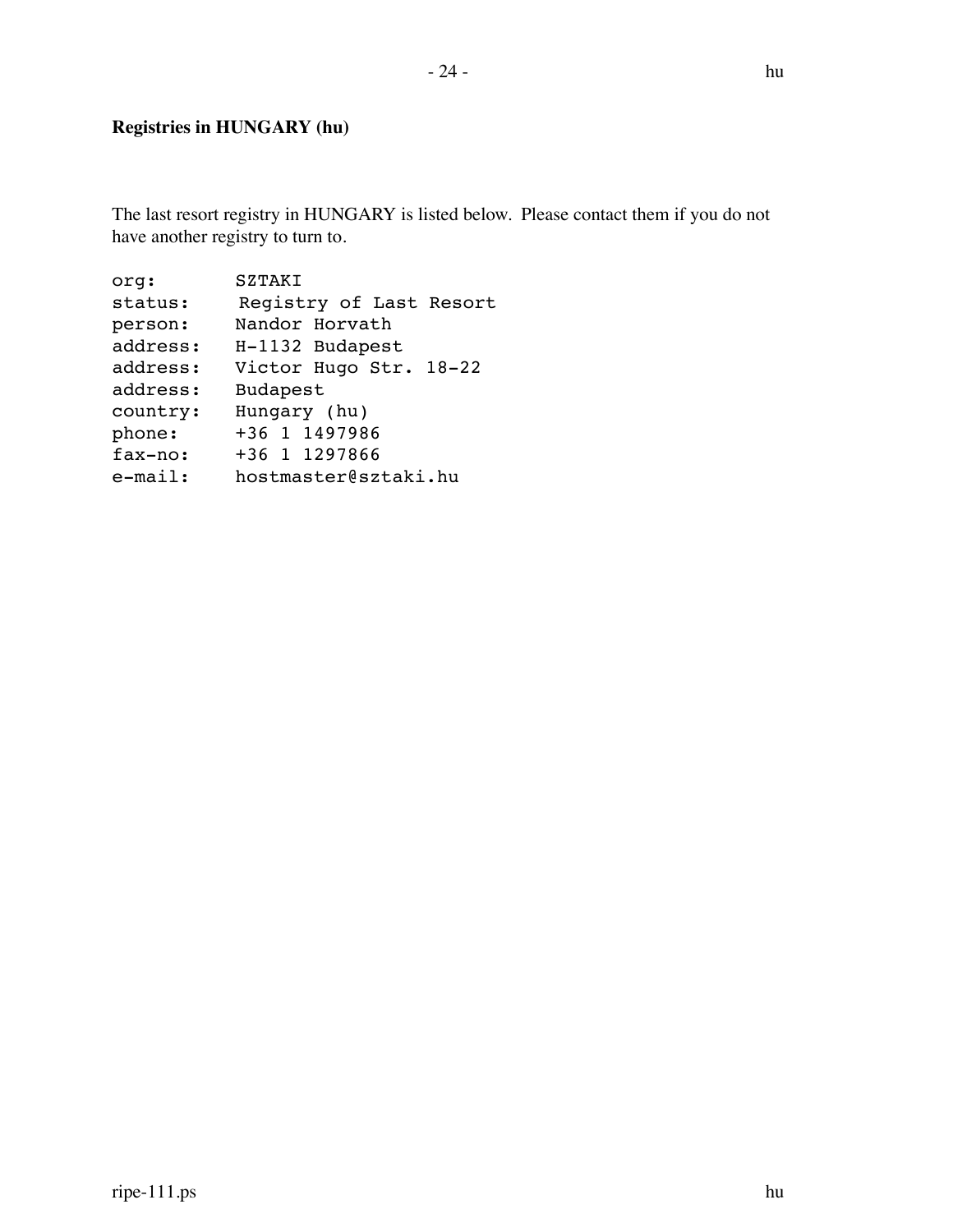**Registries in HUNGARY (hu)**

The last resort registry in HUNGARY is listed below. Please contact them if you do not have another registry to turn to.

```
org:       SZTAKI
status:     Registry of Last Resort
person:    Nandor Horvath
address:   H-1132 Budapest
address:   Victor Hugo Str. 18-22
address:   Budapest
country:   Hungary (hu)
phone:     +36 1 1497986
fax-no:    +36 1 1297866
e-mail:    hostmaster@sztaki.hu
```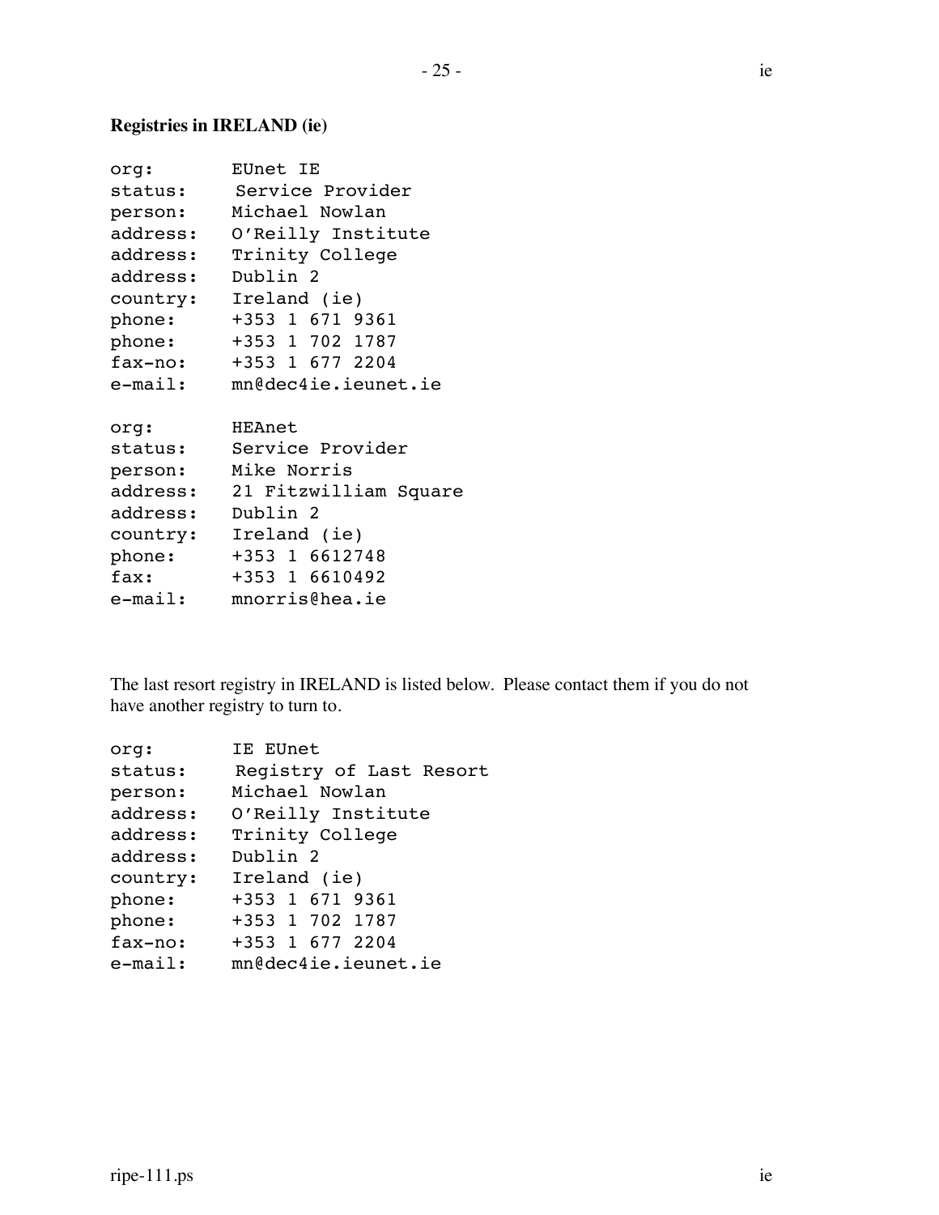**Registries in IRELAND (ie)**

```
org:       EUnet IE
status:     Service Provider
person:    Michael Nowlan
address:   O'Reilly Institute
address:   Trinity College
address:   Dublin 2
country:   Ireland (ie)
phone:     +353 1 671 9361
phone:     +353 1 702 1787
fax-no:    +353 1 677 2204
e-mail:    mn@dec4ie.ieunet.ie

org:       HEAnet
status:    Service Provider
person:    Mike Norris
address:   21 Fitzwilliam Square
address:   Dublin 2
country:   Ireland (ie)
phone:     +353 1 6612748
fax:       +353 1 6610492
e-mail:    mnorris@hea.ie
```

The last resort registry in IRELAND is listed below. Please contact them if you do not have another registry to turn to.

```
org:       IE EUnet
status:     Registry of Last Resort
person:    Michael Nowlan
address:   O'Reilly Institute
address:   Trinity College
address:   Dublin 2
country:   Ireland (ie)
phone:     +353 1 671 9361
phone:     +353 1 702 1787
fax-no:    +353 1 677 2204
e-mail:    mn@dec4ie.ieunet.ie
```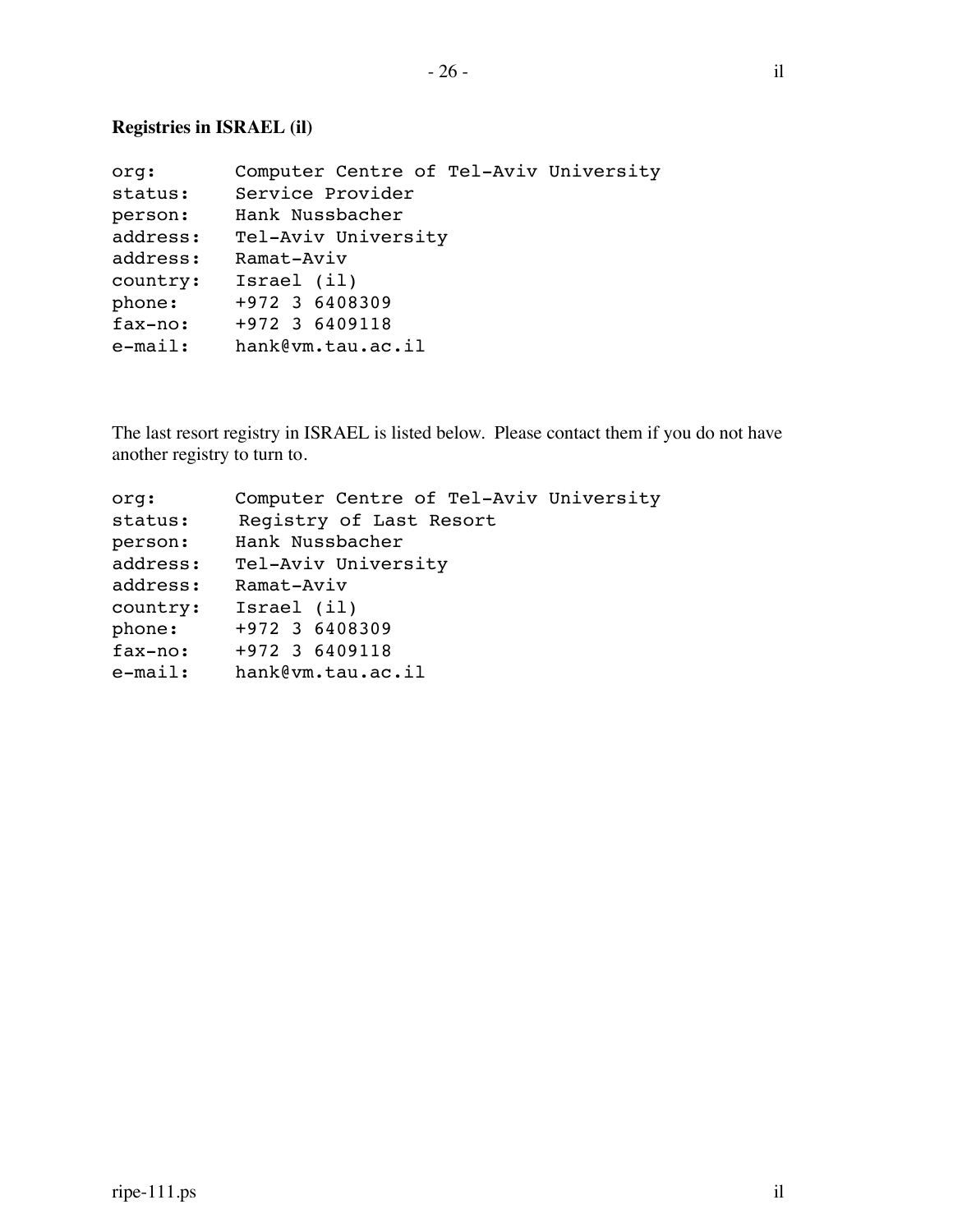**Registries in ISRAEL (il)**

```
org:       Computer Centre of Tel-Aviv University
status:    Service Provider
person:    Hank Nussbacher
address:   Tel-Aviv University
address:   Ramat-Aviv
country:   Israel (il)
phone:     +972 3 6408309
fax-no:    +972 3 6409118
e-mail:    hank@vm.tau.ac.il
```

The last resort registry in ISRAEL is listed below. Please contact them if you do not have another registry to turn to.

```
org:       Computer Centre of Tel-Aviv University
status:     Registry of Last Resort
person:    Hank Nussbacher
address:   Tel-Aviv University
address:   Ramat-Aviv
country:   Israel (il)
phone:     +972 3 6408309
fax-no:    +972 3 6409118
e-mail:    hank@vm.tau.ac.il
```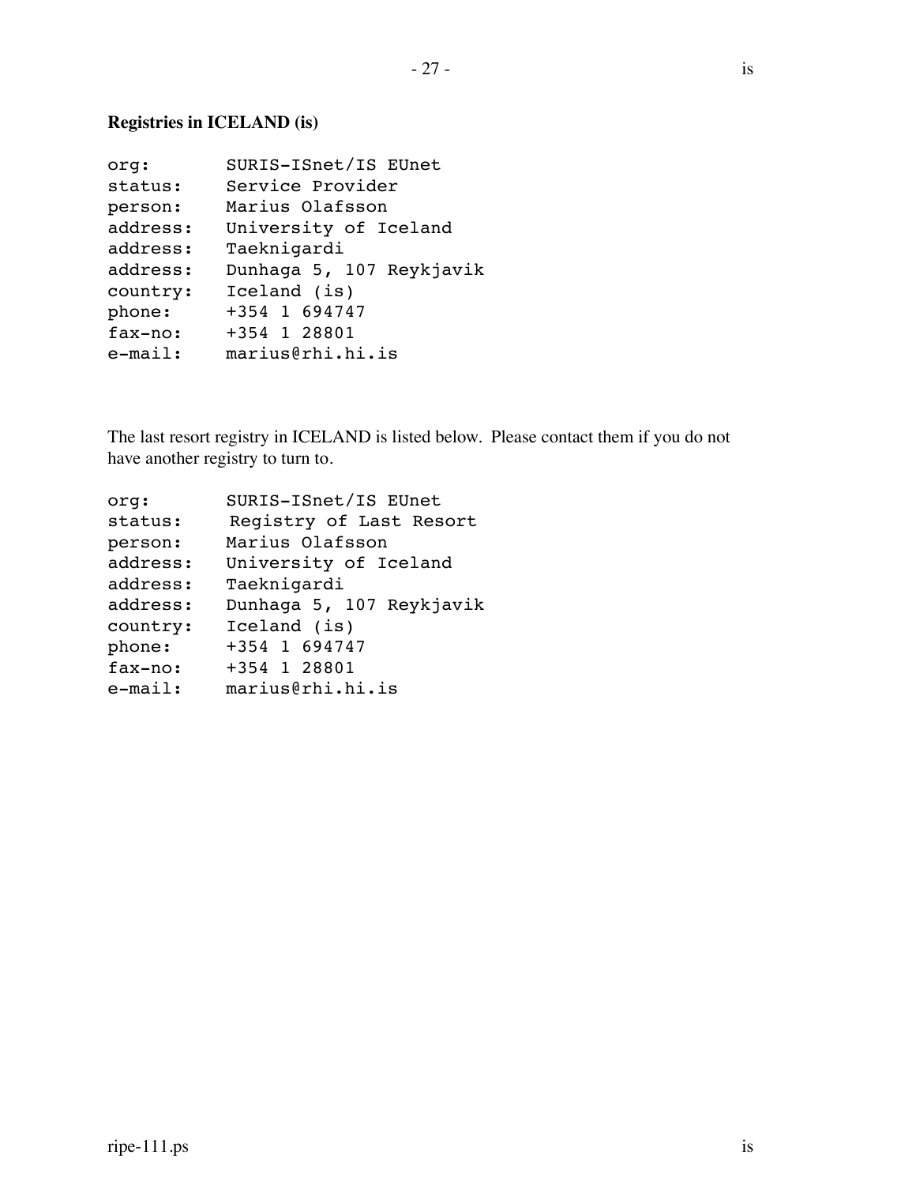**Registries in ICELAND (is)**

```
org:        SURIS-ISnet/IS EUnet
status:     Service Provider
person:     Marius Olafsson
address:    University of Iceland
address:    Taeknigardi
address:    Dunhaga 5, 107 Reykjavik
country:    Iceland (is)
phone:      +354 1 694747
fax-no:     +354 1 28801
e-mail:     marius@rhi.hi.is
```

The last resort registry in ICELAND is listed below. Please contact them if you do not have another registry to turn to.

```
org:        SURIS-ISnet/IS EUnet
status:     Registry of Last Resort
person:     Marius Olafsson
address:    University of Iceland
address:    Taeknigardi
address:    Dunhaga 5, 107 Reykjavik
country:    Iceland (is)
phone:      +354 1 694747
fax-no:     +354 1 28801
e-mail:     marius@rhi.hi.is
```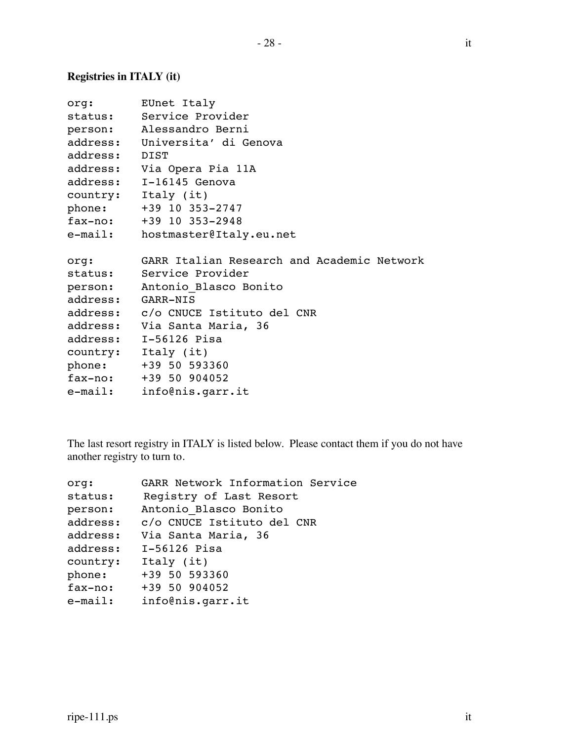**Registries in ITALY (it)**

```
org:       EUnet Italy
status:    Service Provider
person:    Alessandro Berni
address:   Universita' di Genova
address:   DIST
address:   Via Opera Pia 11A
address:   I-16145 Genova
country:   Italy (it)
phone:     +39 10 353-2747
fax-no:    +39 10 353-2948
e-mail:    hostmaster@Italy.eu.net

org:       GARR Italian Research and Academic Network
status:    Service Provider
person:    Antonio_Blasco Bonito
address:   GARR-NIS
address:   c/o CNUCE Istituto del CNR
address:   Via Santa Maria, 36
address:   I-56126 Pisa
country:   Italy (it)
phone:     +39 50 593360
fax-no:    +39 50 904052
e-mail:    info@nis.garr.it
```

The last resort registry in ITALY is listed below. Please contact them if you do not have another registry to turn to.

```
org:       GARR Network Information Service
status:     Registry of Last Resort
person:    Antonio_Blasco Bonito
address:   c/o CNUCE Istituto del CNR
address:   Via Santa Maria, 36
address:   I-56126 Pisa
country:   Italy (it)
phone:     +39 50 593360
fax-no:    +39 50 904052
e-mail:    info@nis.garr.it
```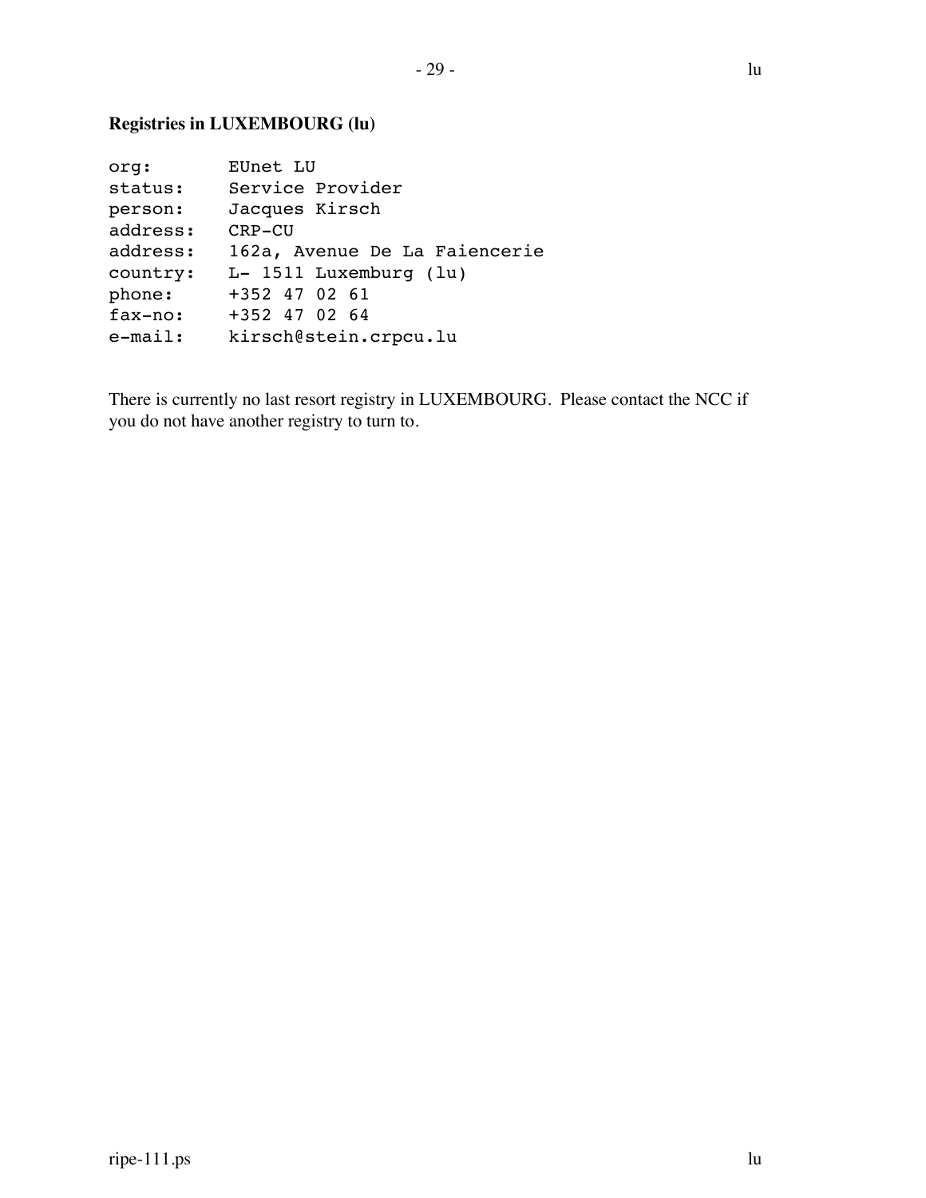### Registries in LUXEMBOURG (lu)

```
org:       EUnet LU
status:    Service Provider
person:    Jacques Kirsch
address:   CRP-CU
address:   162a, Avenue De La Faiencerie
country:   L- 1511 Luxemburg (lu)
phone:     +352 47 02 61
fax-no:    +352 47 02 64
e-mail:    kirsch@stein.crpcu.lu
```

There is currently no last resort registry in LUXEMBOURG. Please contact the NCC if you do not have another registry to turn to.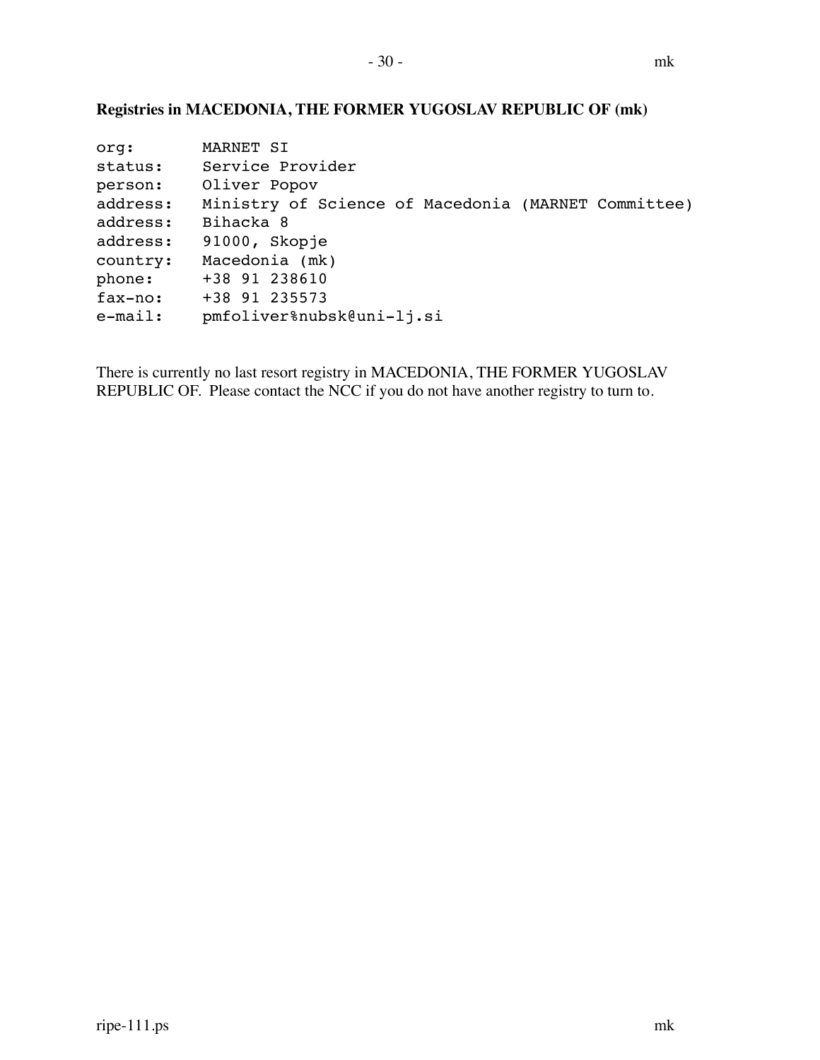**Registries in MACEDONIA, THE FORMER YUGOSLAV REPUBLIC OF (mk)**

```
org:       MARNET SI
status:    Service Provider
person:    Oliver Popov
address:   Ministry of Science of Macedonia (MARNET Committee)
address:   Bihacka 8
address:   91000, Skopje
country:   Macedonia (mk)
phone:     +38 91 238610
fax-no:    +38 91 235573
e-mail:    pmfoliver%nubsk@uni-lj.si
```

There is currently no last resort registry in MACEDONIA, THE FORMER YUGOSLAV REPUBLIC OF. Please contact the NCC if you do not have another registry to turn to.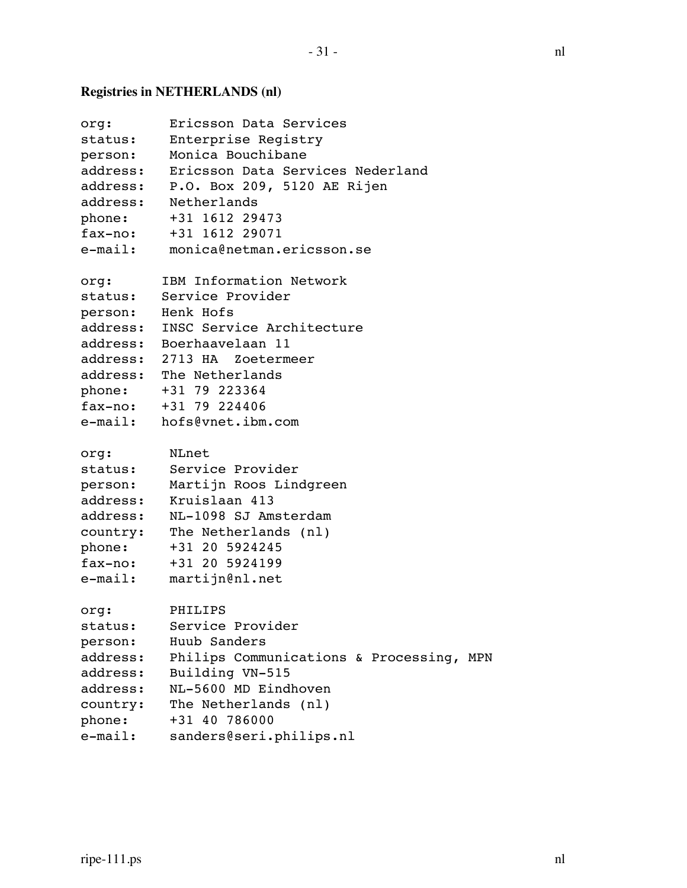**Registries in NETHERLANDS (nl)**

```
org:       Ericsson Data Services
status:    Enterprise Registry
person:    Monica Bouchibane
address:   Ericsson Data Services Nederland
address:   P.O. Box 209, 5120 AE Rijen
address:   Netherlands
phone:     +31 1612 29473
fax-no:    +31 1612 29071
e-mail:    monica@netman.ericsson.se

org:      IBM Information Network
status:   Service Provider
person:   Henk Hofs
address:  INSC Service Architecture
address:  Boerhaavelaan 11
address:  2713 HA  Zoetermeer
address:  The Netherlands
phone:    +31 79 223364
fax-no:   +31 79 224406
e-mail:   hofs@vnet.ibm.com

org:       NLnet
status:    Service Provider
person:    Martijn Roos Lindgreen
address:   Kruislaan 413
address:   NL-1098 SJ Amsterdam
country:   The Netherlands (nl)
phone:     +31 20 5924245
fax-no:    +31 20 5924199
e-mail:    martijn@nl.net

org:       PHILIPS
status:    Service Provider
person:    Huub Sanders
address:   Philips Communications & Processing, MPN
address:   Building VN-515
address:   NL-5600 MD Eindhoven
country:   The Netherlands (nl)
phone:     +31 40 786000
e-mail:    sanders@seri.philips.nl
```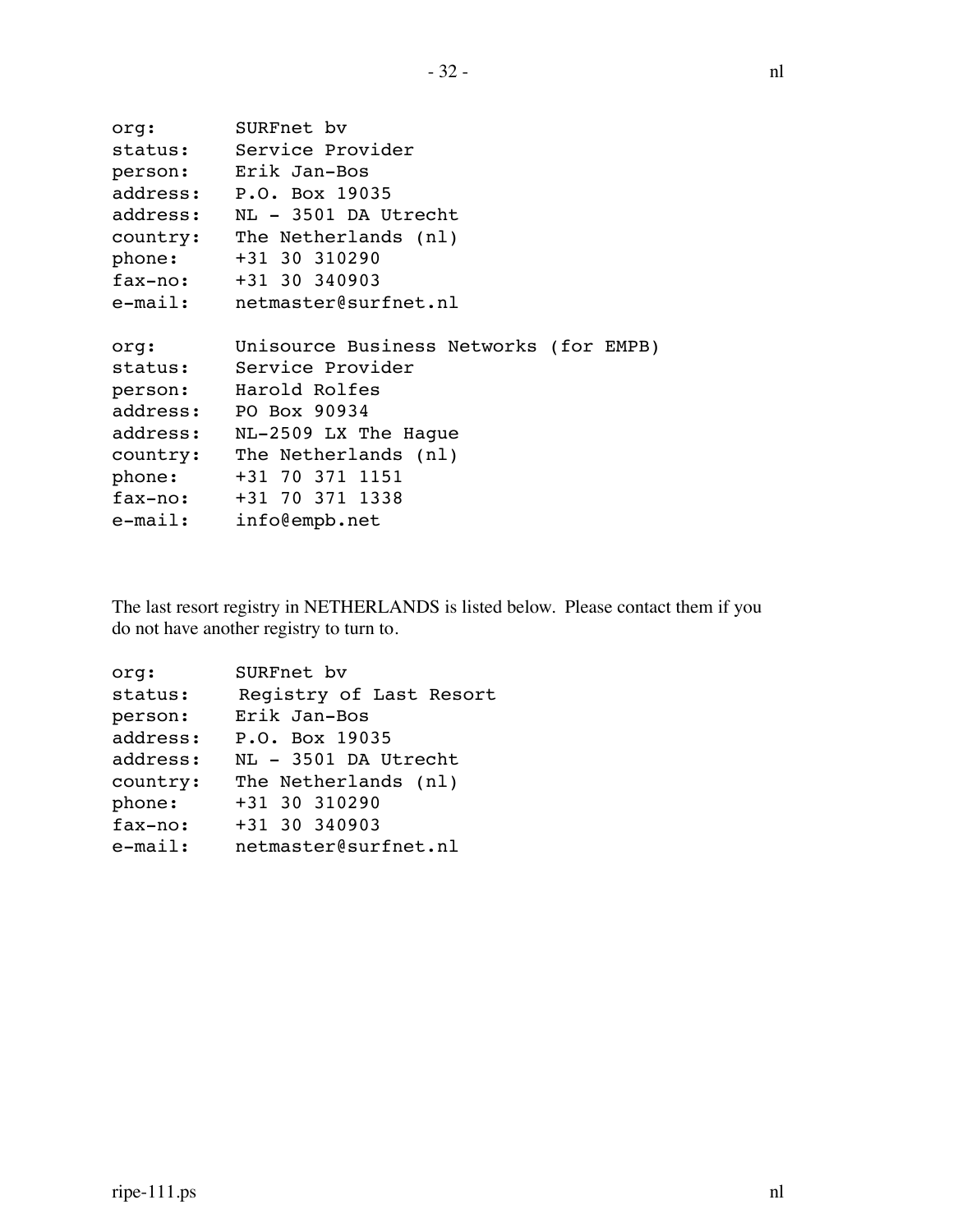```
org:       SURFnet bv
status:    Service Provider
person:    Erik Jan-Bos
address:   P.O. Box 19035
address:   NL - 3501 DA Utrecht
country:   The Netherlands (nl)
phone:     +31 30 310290
fax-no:    +31 30 340903
e-mail:    netmaster@surfnet.nl

org:       Unisource Business Networks (for EMPB)
status:    Service Provider
person:    Harold Rolfes
address:   PO Box 90934
address:   NL-2509 LX The Hague
country:   The Netherlands (nl)
phone:     +31 70 371 1151
fax-no:    +31 70 371 1338
e-mail:    info@empb.net
```

The last resort registry in NETHERLANDS is listed below. Please contact them if you do not have another registry to turn to.

```
org:       SURFnet bv
status:     Registry of Last Resort
person:    Erik Jan-Bos
address:   P.O. Box 19035
address:   NL - 3501 DA Utrecht
country:   The Netherlands (nl)
phone:     +31 30 310290
fax-no:    +31 30 340903
e-mail:    netmaster@surfnet.nl
```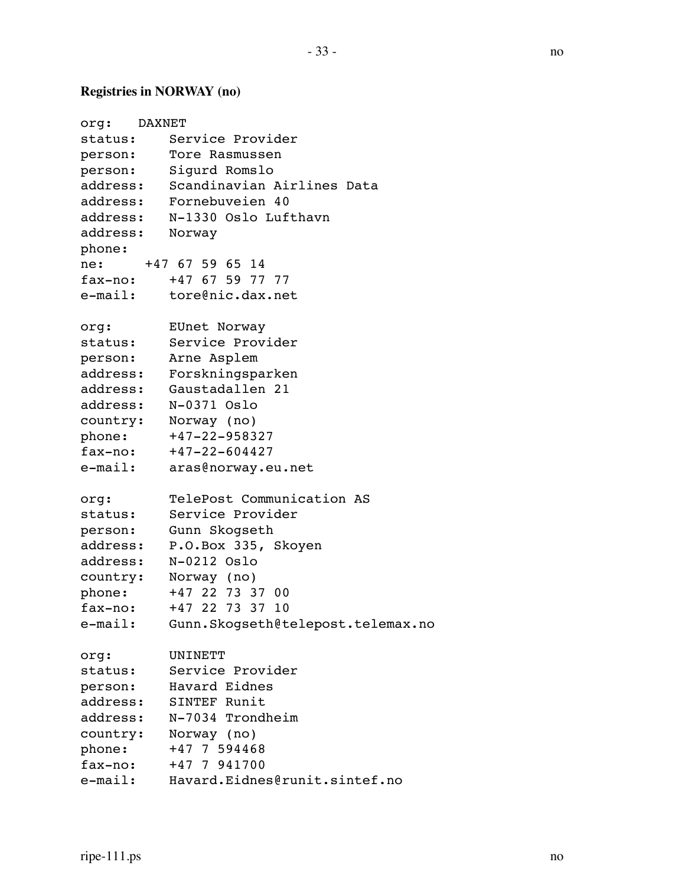**Registries in NORWAY (no)**

```
org:   DAXNET
status:    Service Provider
person:    Tore Rasmussen
person:    Sigurd Romslo
address:   Scandinavian Airlines Data
address:   Fornebuveien 40
address:   N-1330 Oslo Lufthavn
address:   Norway
phone:
ne:     +47 67 59 65 14
fax-no:    +47 67 59 77 77
e-mail:    tore@nic.dax.net

org:       EUnet Norway
status:    Service Provider
person:    Arne Asplem
address:   Forskningsparken
address:   Gaustadallen 21
address:   N-0371 Oslo
country:   Norway (no)
phone:     +47-22-958327
fax-no:    +47-22-604427
e-mail:    aras@norway.eu.net

org:       TelePost Communication AS
status:    Service Provider
person:    Gunn Skogseth
address:   P.O.Box 335, Skoyen
address:   N-0212 Oslo
country:   Norway (no)
phone:     +47 22 73 37 00
fax-no:    +47 22 73 37 10
e-mail:    Gunn.Skogseth@telepost.telemax.no

org:       UNINETT
status:    Service Provider
person:    Havard Eidnes
address:   SINTEF Runit
address:   N-7034 Trondheim
country:   Norway (no)
phone:     +47 7 594468
fax-no:    +47 7 941700
e-mail:    Havard.Eidnes@runit.sintef.no
```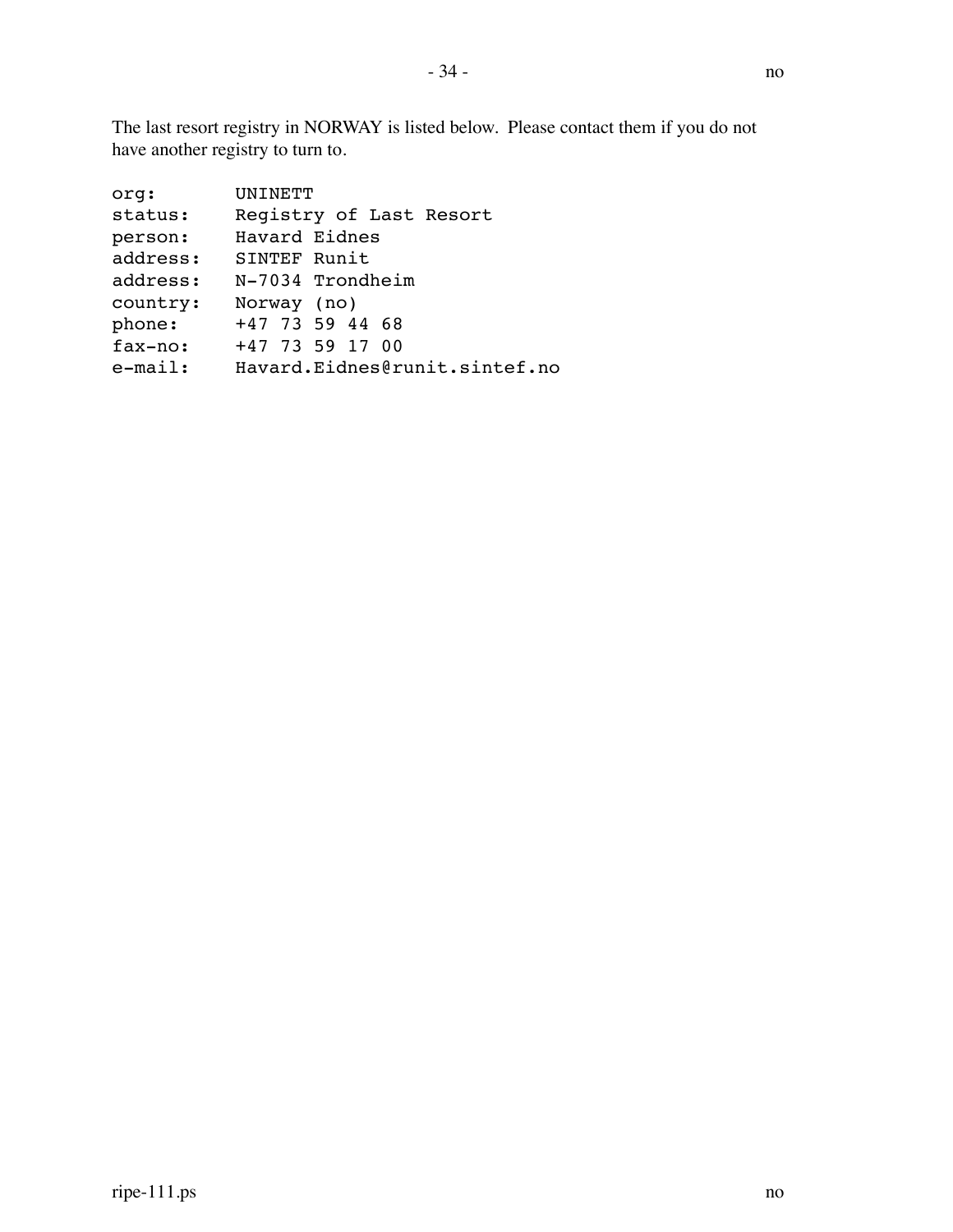The last resort registry in NORWAY is listed below. Please contact them if you do not have another registry to turn to.

```
org:        UNINETT
status:     Registry of Last Resort
person:     Havard Eidnes
address:    SINTEF Runit
address:    N-7034 Trondheim
country:    Norway (no)
phone:      +47 73 59 44 68
fax-no:     +47 73 59 17 00
e-mail:     Havard.Eidnes@runit.sintef.no
```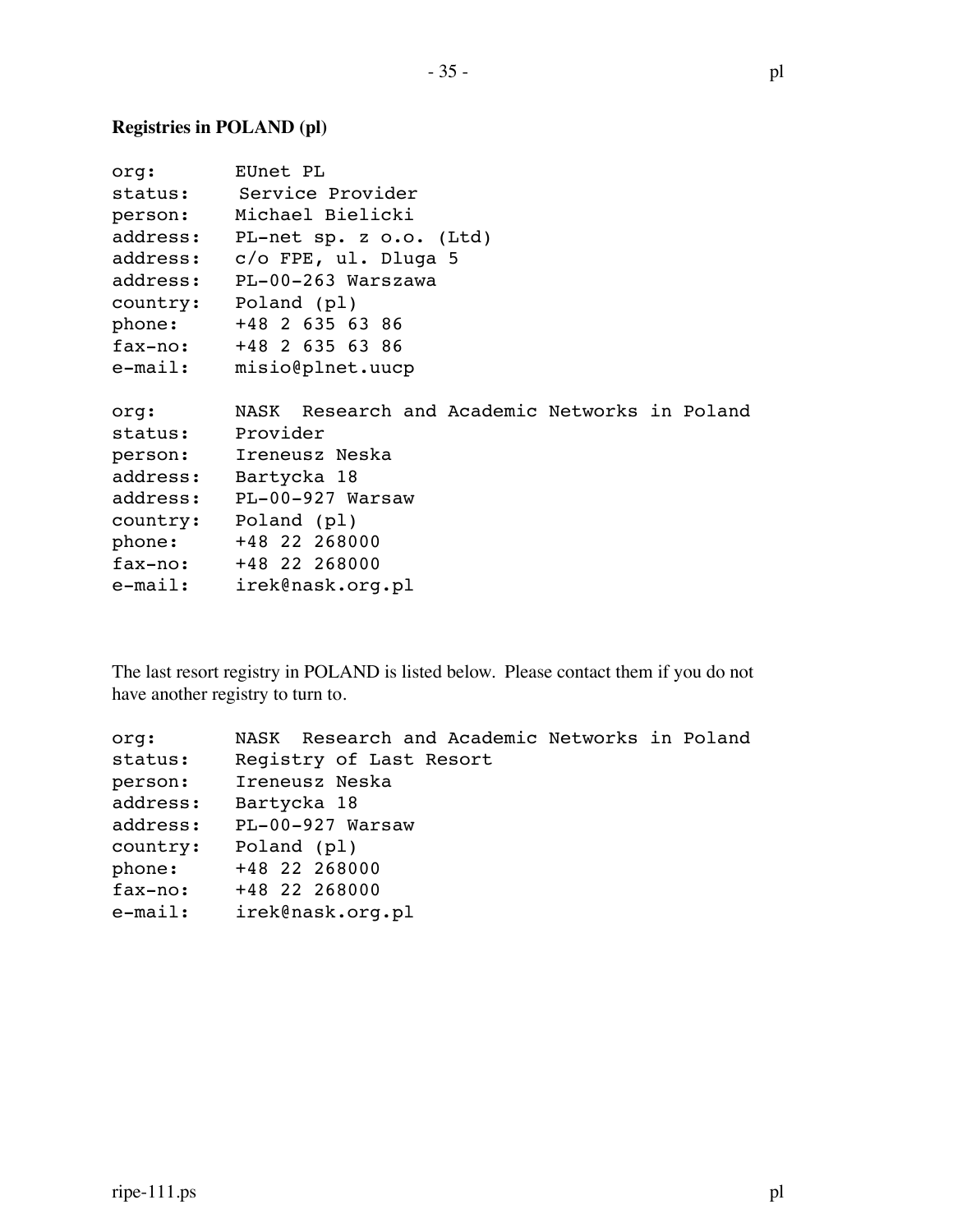**Registries in POLAND (pl)**

```
org:       EUnet PL
status:     Service Provider
person:    Michael Bielicki
address:   PL-net sp. z o.o. (Ltd)
address:   c/o FPE, ul. Dluga 5
address:   PL-00-263 Warszawa
country:   Poland (pl)
phone:     +48 2 635 63 86
fax-no:    +48 2 635 63 86
e-mail:    misio@plnet.uucp

org:       NASK  Research and Academic Networks in Poland
status:    Provider
person:    Ireneusz Neska
address:   Bartycka 18
address:   PL-00-927 Warsaw
country:   Poland (pl)
phone:     +48 22 268000
fax-no:    +48 22 268000
e-mail:    irek@nask.org.pl
```

The last resort registry in POLAND is listed below. Please contact them if you do not have another registry to turn to.

```
org:       NASK  Research and Academic Networks in Poland
status:    Registry of Last Resort
person:    Ireneusz Neska
address:   Bartycka 18
address:   PL-00-927 Warsaw
country:   Poland (pl)
phone:     +48 22 268000
fax-no:    +48 22 268000
e-mail:    irek@nask.org.pl
```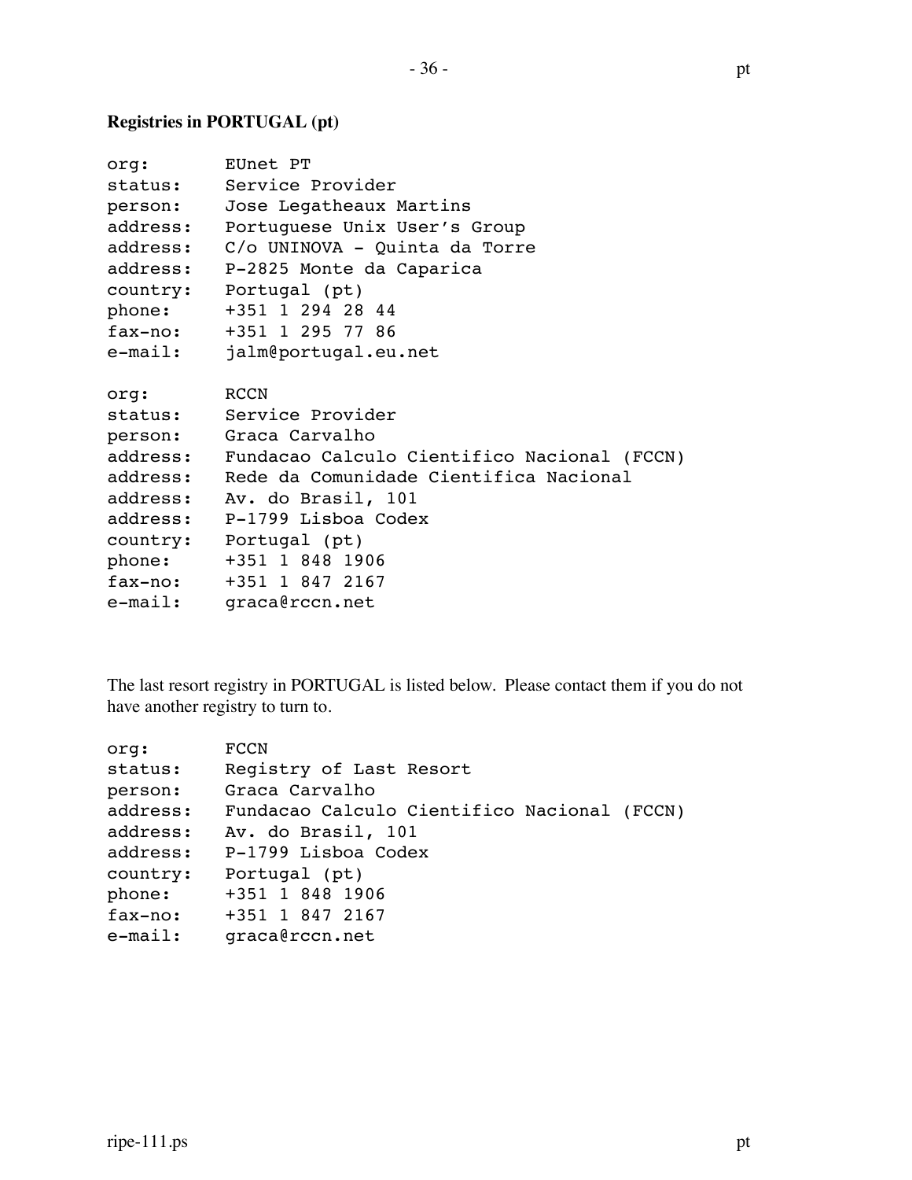**Registries in PORTUGAL (pt)**

```
org:       EUnet PT
status:    Service Provider
person:    Jose Legatheaux Martins
address:   Portuguese Unix User's Group
address:   C/o UNINOVA - Quinta da Torre
address:   P-2825 Monte da Caparica
country:   Portugal (pt)
phone:     +351 1 294 28 44
fax-no:    +351 1 295 77 86
e-mail:    jalm@portugal.eu.net

org:       RCCN
status:    Service Provider
person:    Graca Carvalho
address:   Fundacao Calculo Cientifico Nacional (FCCN)
address:   Rede da Comunidade Cientifica Nacional
address:   Av. do Brasil, 101
address:   P-1799 Lisboa Codex
country:   Portugal (pt)
phone:     +351 1 848 1906
fax-no:    +351 1 847 2167
e-mail:    graca@rccn.net
```

The last resort registry in PORTUGAL is listed below. Please contact them if you do not have another registry to turn to.

```
org:       FCCN
status:    Registry of Last Resort
person:    Graca Carvalho
address:   Fundacao Calculo Cientifico Nacional (FCCN)
address:   Av. do Brasil, 101
address:   P-1799 Lisboa Codex
country:   Portugal (pt)
phone:     +351 1 848 1906
fax-no:    +351 1 847 2167
e-mail:    graca@rccn.net
```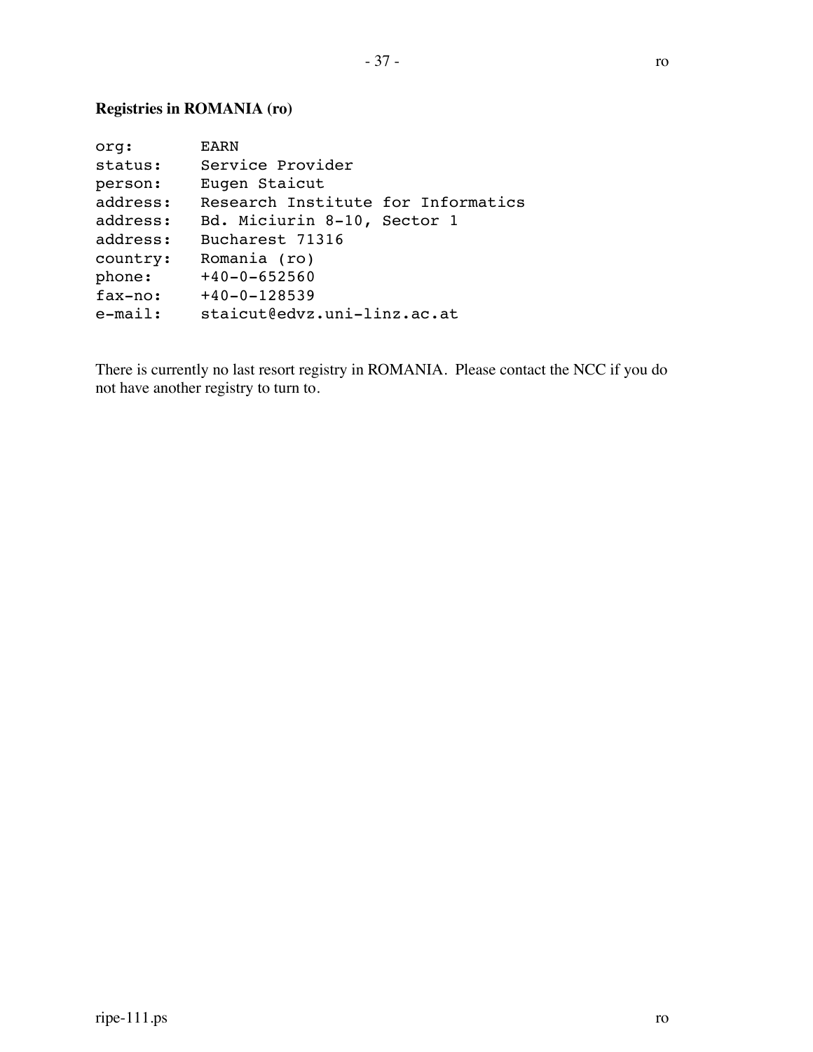**Registries in ROMANIA (ro)**

```
org:       EARN
status:    Service Provider
person:    Eugen Staicut
address:   Research Institute for Informatics
address:   Bd. Miciurin 8-10, Sector 1
address:   Bucharest 71316
country:   Romania (ro)
phone:     +40-0-652560
fax-no:    +40-0-128539
e-mail:    staicut@edvz.uni-linz.ac.at
```

There is currently no last resort registry in ROMANIA. Please contact the NCC if you do not have another registry to turn to.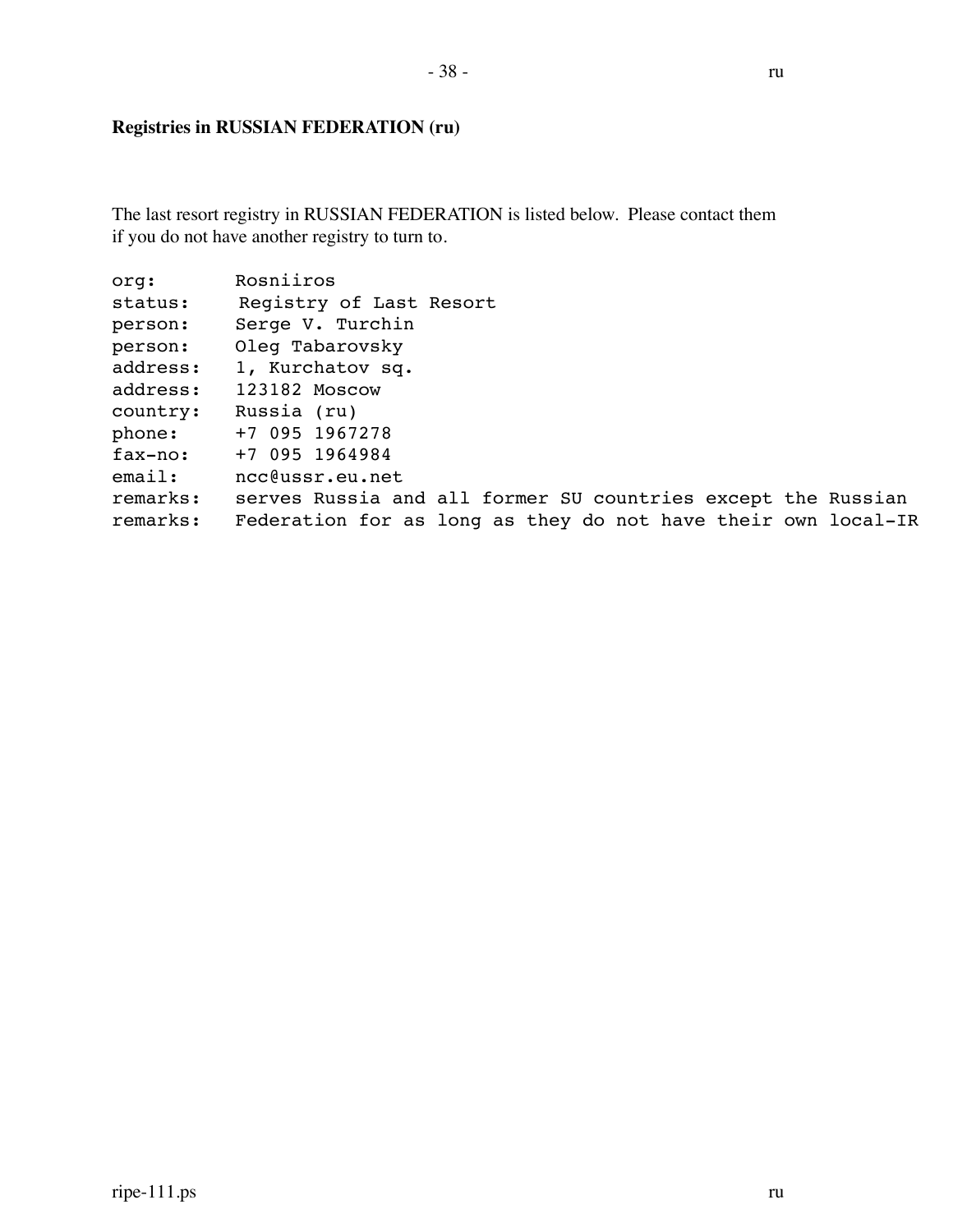**Registries in RUSSIAN FEDERATION (ru)**

The last resort registry in RUSSIAN FEDERATION is listed below. Please contact them if you do not have another registry to turn to.

```
org:       Rosniiros
status:     Registry of Last Resort
person:    Serge V. Turchin
person:    Oleg Tabarovsky
address:   1, Kurchatov sq.
address:   123182 Moscow
country:   Russia (ru)
phone:     +7 095 1967278
fax-no:    +7 095 1964984
email:     ncc@ussr.eu.net
remarks:   serves Russia and all former SU countries except the Russian
remarks:   Federation for as long as they do not have their own local-IR
```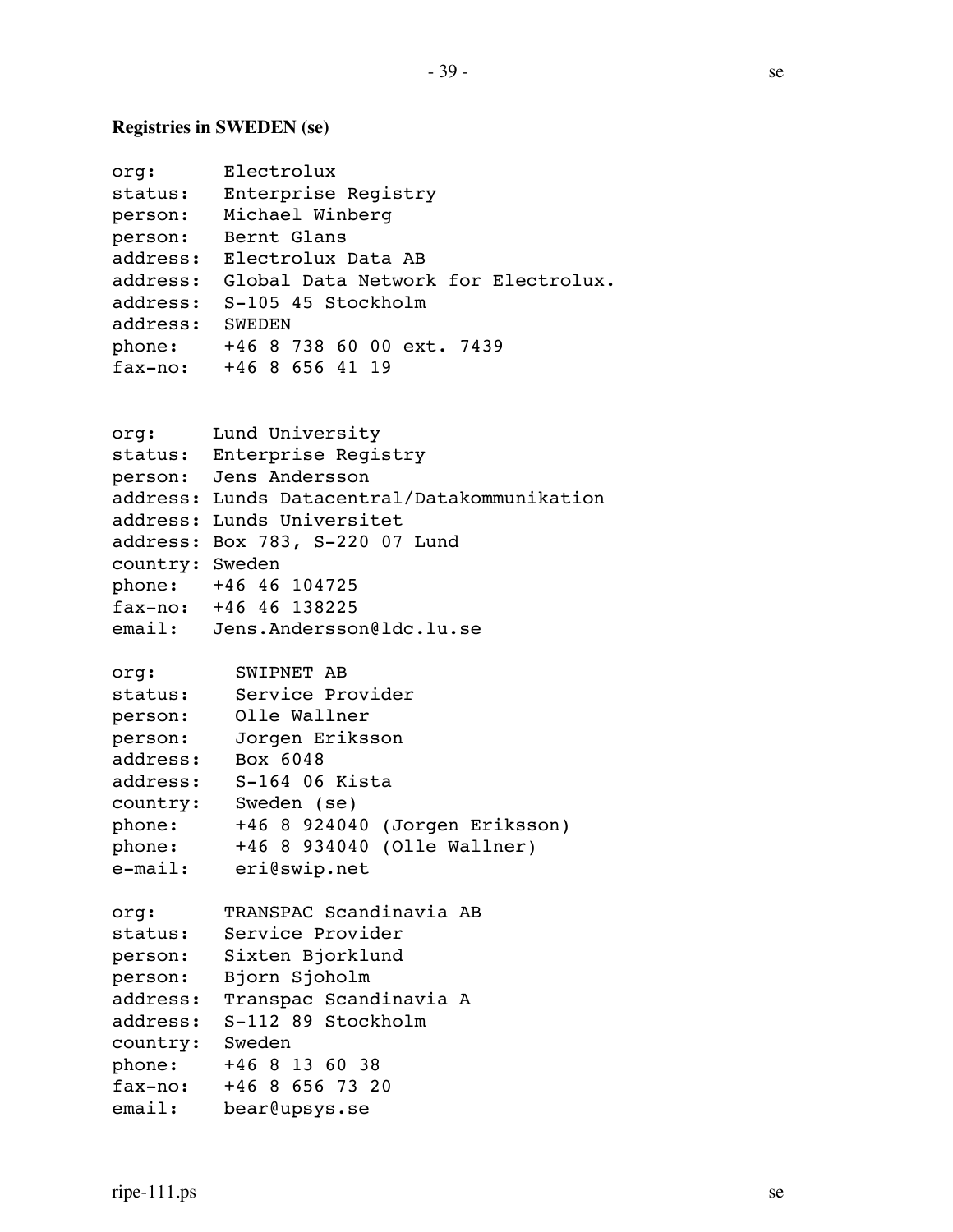**Registries in SWEDEN (se)**

```
org:      Electrolux
status:   Enterprise Registry
person:   Michael Winberg
person:   Bernt Glans
address:  Electrolux Data AB
address:  Global Data Network for Electrolux.
address:  S-105 45 Stockholm
address:  SWEDEN
phone:    +46 8 738 60 00 ext. 7439
fax-no:   +46 8 656 41 19
```

```
org:     Lund University
status:  Enterprise Registry
person:  Jens Andersson
address: Lunds Datacentral/Datakommunikation
address: Lunds Universitet
address: Box 783, S-220 07 Lund
country: Sweden
phone:   +46 46 104725
fax-no:  +46 46 138225
email:   Jens.Andersson@ldc.lu.se
```

```
org:       SWIPNET AB
status:    Service Provider
person:    Olle Wallner
person:    Jorgen Eriksson
address:   Box 6048
address:   S-164 06 Kista
country:   Sweden (se)
phone:     +46 8 924040 (Jorgen Eriksson)
phone:     +46 8 934040 (Olle Wallner)
e-mail:    eri@swip.net
```

```
org:      TRANSPAC Scandinavia AB
status:   Service Provider
person:   Sixten Bjorklund
person:   Bjorn Sjoholm
address:  Transpac Scandinavia A
address:  S-112 89 Stockholm
country:  Sweden
phone:    +46 8 13 60 38
fax-no:   +46 8 656 73 20
email:    bear@upsys.se
```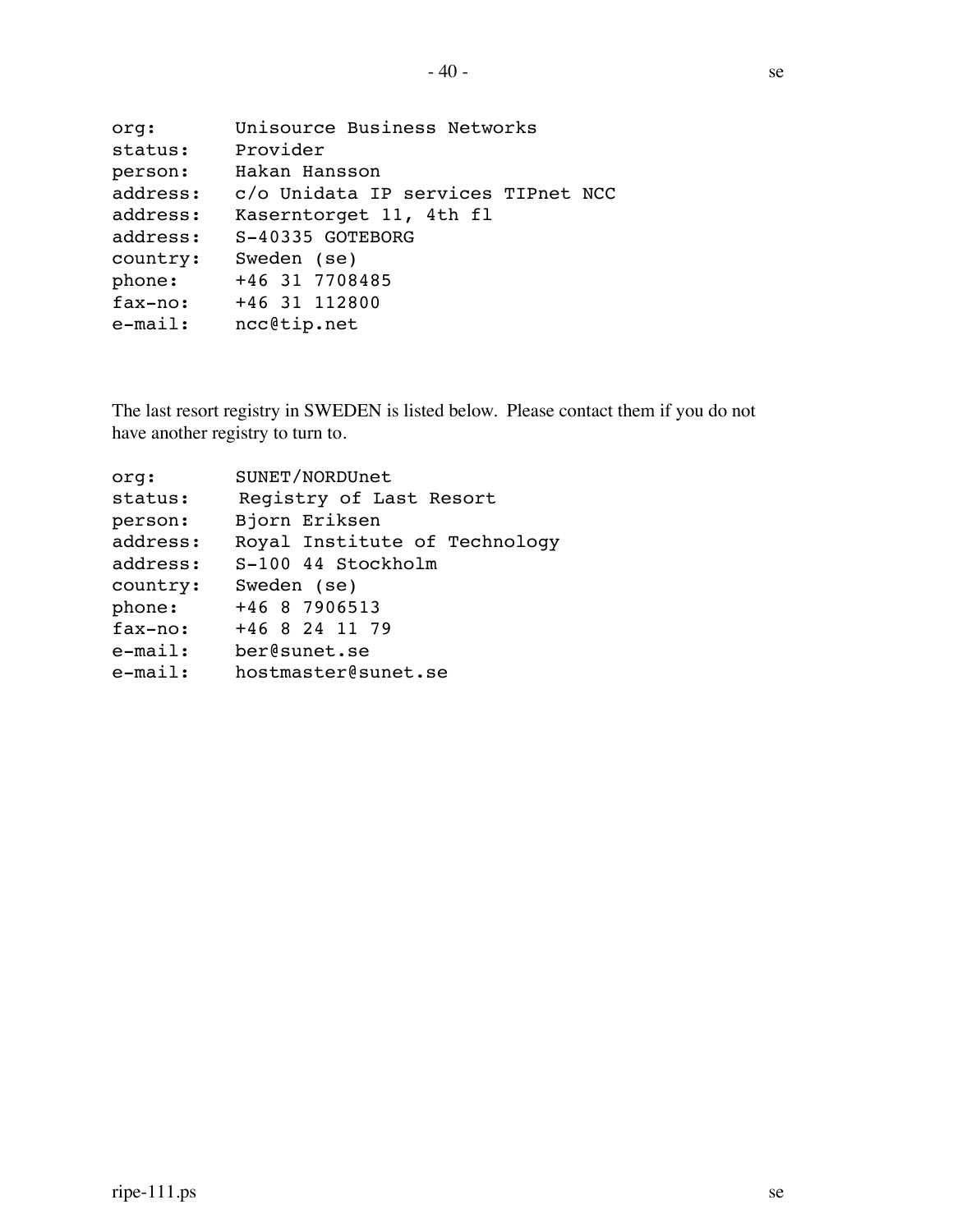```
org:        Unisource Business Networks
status:     Provider
person:     Hakan Hansson
address:    c/o Unidata IP services TIPnet NCC
address:    Kaserntorget 11, 4th fl
address:    S-40335 GOTEBORG
country:    Sweden (se)
phone:      +46 31 7708485
fax-no:     +46 31 112800
e-mail:     ncc@tip.net
```

The last resort registry in SWEDEN is listed below. Please contact them if you do not have another registry to turn to.

```
org:        SUNET/NORDUnet
status:     Registry of Last Resort
person:     Bjorn Eriksen
address:    Royal Institute of Technology
address:    S-100 44 Stockholm
country:    Sweden (se)
phone:      +46 8 7906513
fax-no:     +46 8 24 11 79
e-mail:     ber@sunet.se
e-mail:     hostmaster@sunet.se
```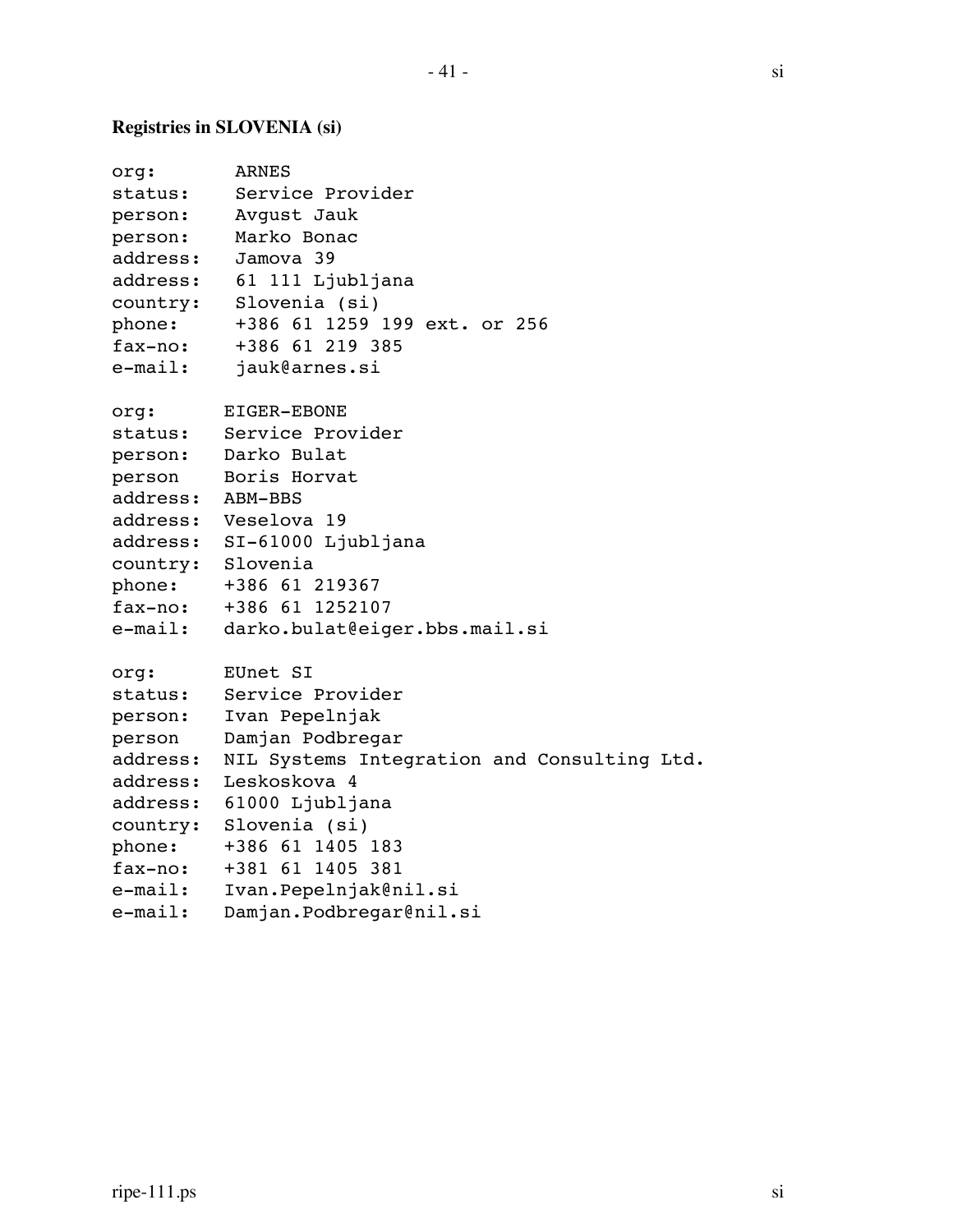**Registries in SLOVENIA (si)**

```
org:       ARNES
status:    Service Provider
person:    Avgust Jauk
person:    Marko Bonac
address:   Jamova 39
address:   61 111 Ljubljana
country:   Slovenia (si)
phone:     +386 61 1259 199 ext. or 256
fax-no:    +386 61 219 385
e-mail:    jauk@arnes.si

org:      EIGER-EBONE
status:   Service Provider
person:   Darko Bulat
person    Boris Horvat
address:  ABM-BBS
address:  Veselova 19
address:  SI-61000 Ljubljana
country:  Slovenia
phone:    +386 61 219367
fax-no:   +386 61 1252107
e-mail:   darko.bulat@eiger.bbs.mail.si

org:      EUnet SI
status:   Service Provider
person:   Ivan Pepelnjak
person    Damjan Podbregar
address:  NIL Systems Integration and Consulting Ltd.
address:  Leskoskova 4
address:  61000 Ljubljana
country:  Slovenia (si)
phone:    +386 61 1405 183
fax-no:   +381 61 1405 381
e-mail:   Ivan.Pepelnjak@nil.si
e-mail:   Damjan.Podbregar@nil.si
```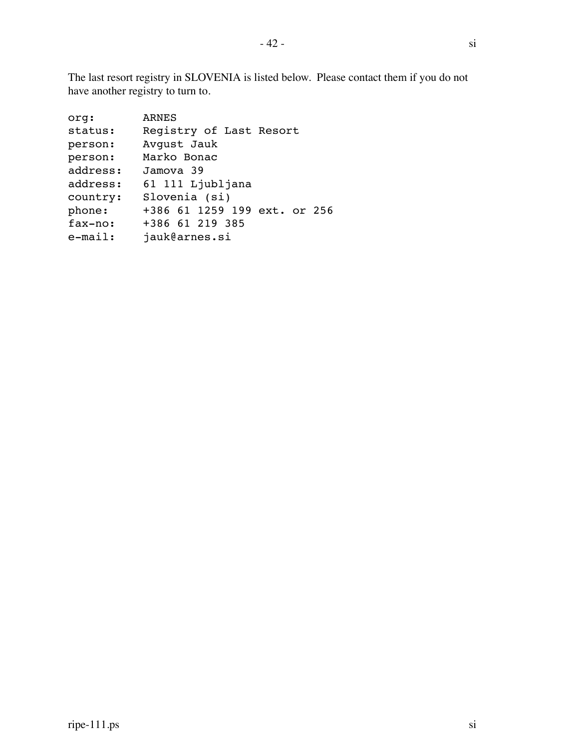The last resort registry in SLOVENIA is listed below. Please contact them if you do not have another registry to turn to.

```
org:       ARNES
status:    Registry of Last Resort
person:    Avgust Jauk
person:    Marko Bonac
address:   Jamova 39
address:   61 111 Ljubljana
country:   Slovenia (si)
phone:     +386 61 1259 199 ext. or 256
fax-no:    +386 61 219 385
e-mail:    jauk@arnes.si
```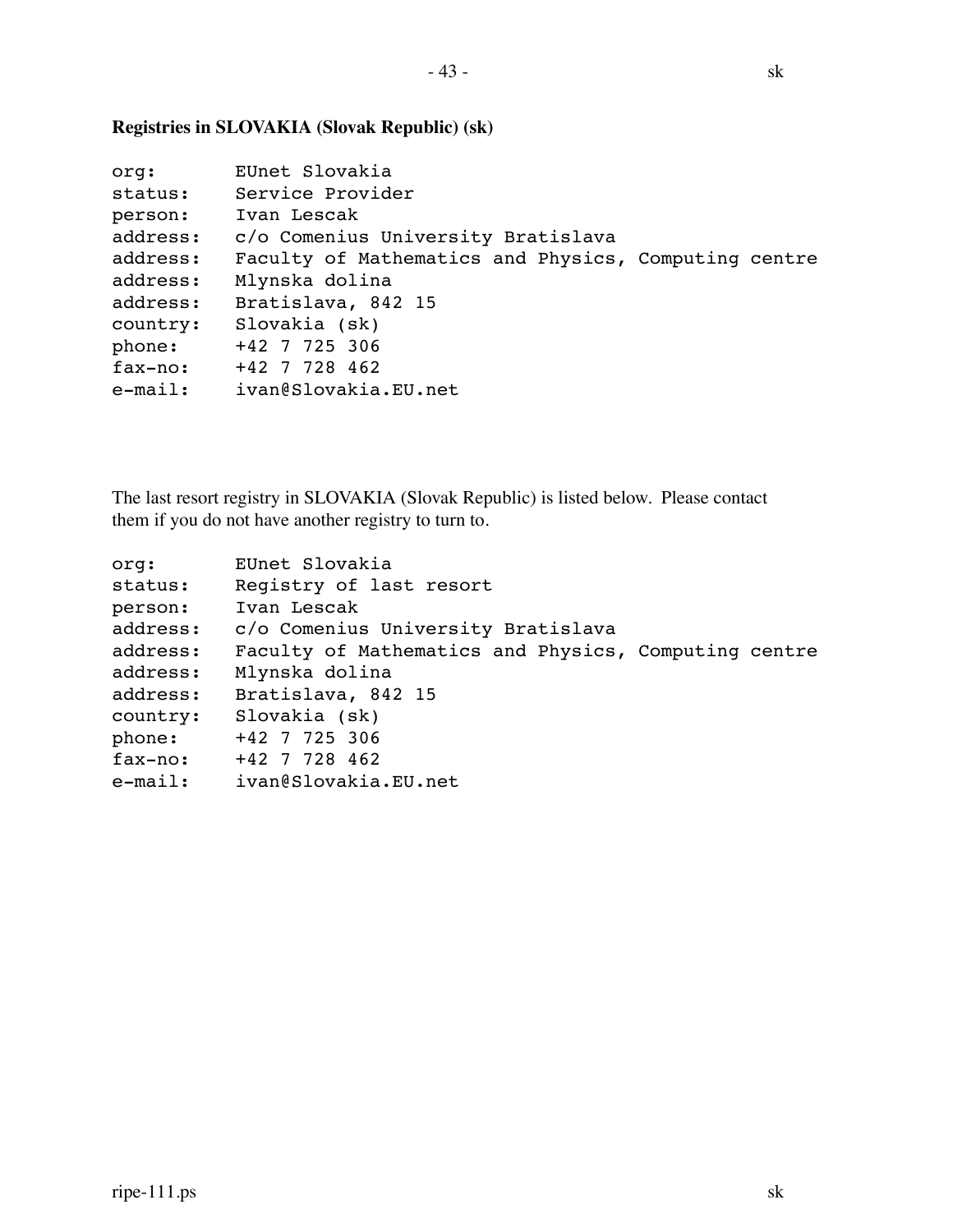**Registries in SLOVAKIA (Slovak Republic) (sk)**

```
org:       EUnet Slovakia
status:    Service Provider
person:    Ivan Lescak
address:   c/o Comenius University Bratislava
address:   Faculty of Mathematics and Physics, Computing centre
address:   Mlynska dolina
address:   Bratislava, 842 15
country:   Slovakia (sk)
phone:     +42 7 725 306
fax-no:    +42 7 728 462
e-mail:    ivan@Slovakia.EU.net
```

The last resort registry in SLOVAKIA (Slovak Republic) is listed below. Please contact them if you do not have another registry to turn to.

```
org:       EUnet Slovakia
status:    Registry of last resort
person:    Ivan Lescak
address:   c/o Comenius University Bratislava
address:   Faculty of Mathematics and Physics, Computing centre
address:   Mlynska dolina
address:   Bratislava, 842 15
country:   Slovakia (sk)
phone:     +42 7 725 306
fax-no:    +42 7 728 462
e-mail:    ivan@Slovakia.EU.net
```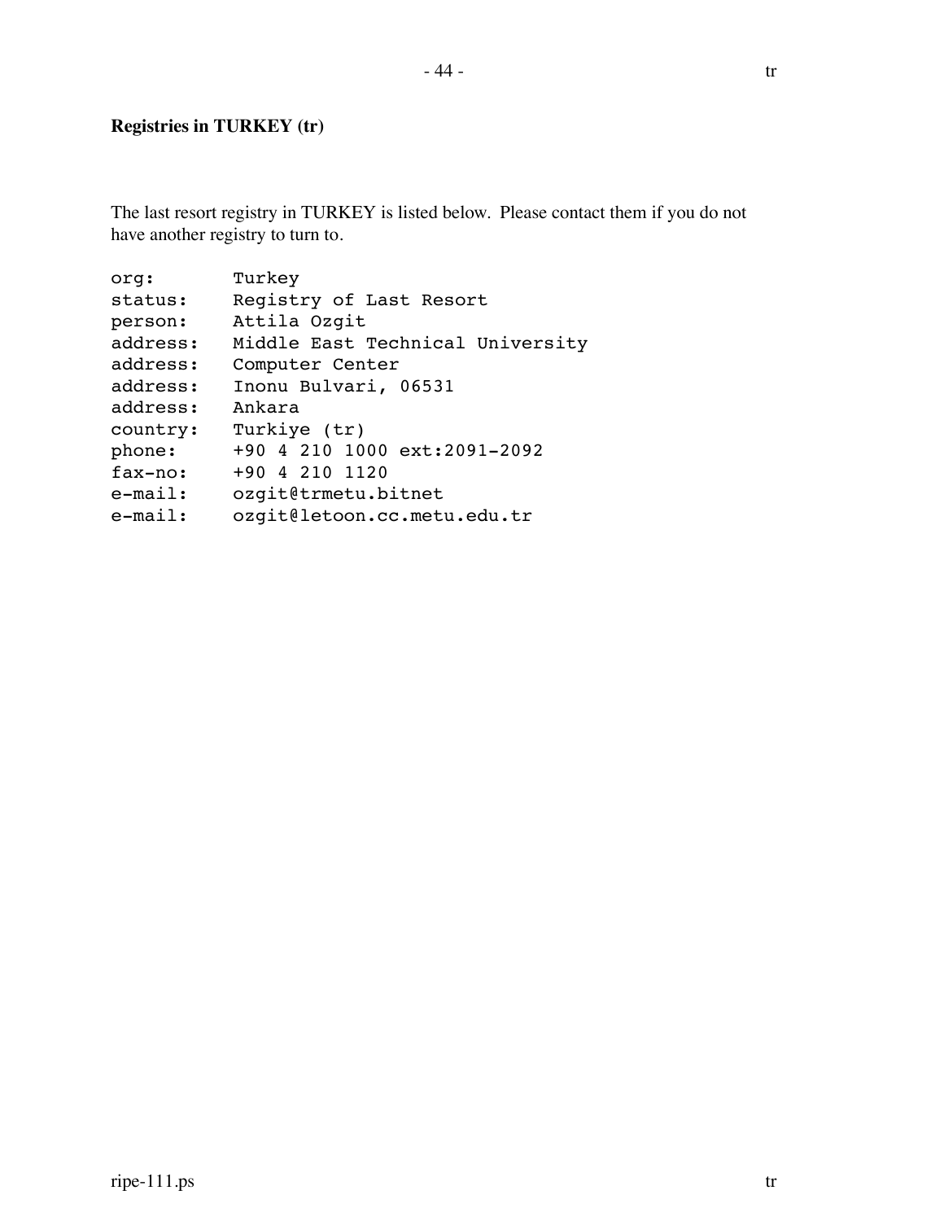**Registries in TURKEY (tr)**

The last resort registry in TURKEY is listed below. Please contact them if you do not have another registry to turn to.

```
org:        Turkey
status:     Registry of Last Resort
person:     Attila Ozgit
address:    Middle East Technical University
address:    Computer Center
address:    Inonu Bulvari, 06531
address:    Ankara
country:    Turkiye (tr)
phone:      +90 4 210 1000 ext:2091-2092
fax-no:     +90 4 210 1120
e-mail:     ozgit@trmetu.bitnet
e-mail:     ozgit@letoon.cc.metu.edu.tr
```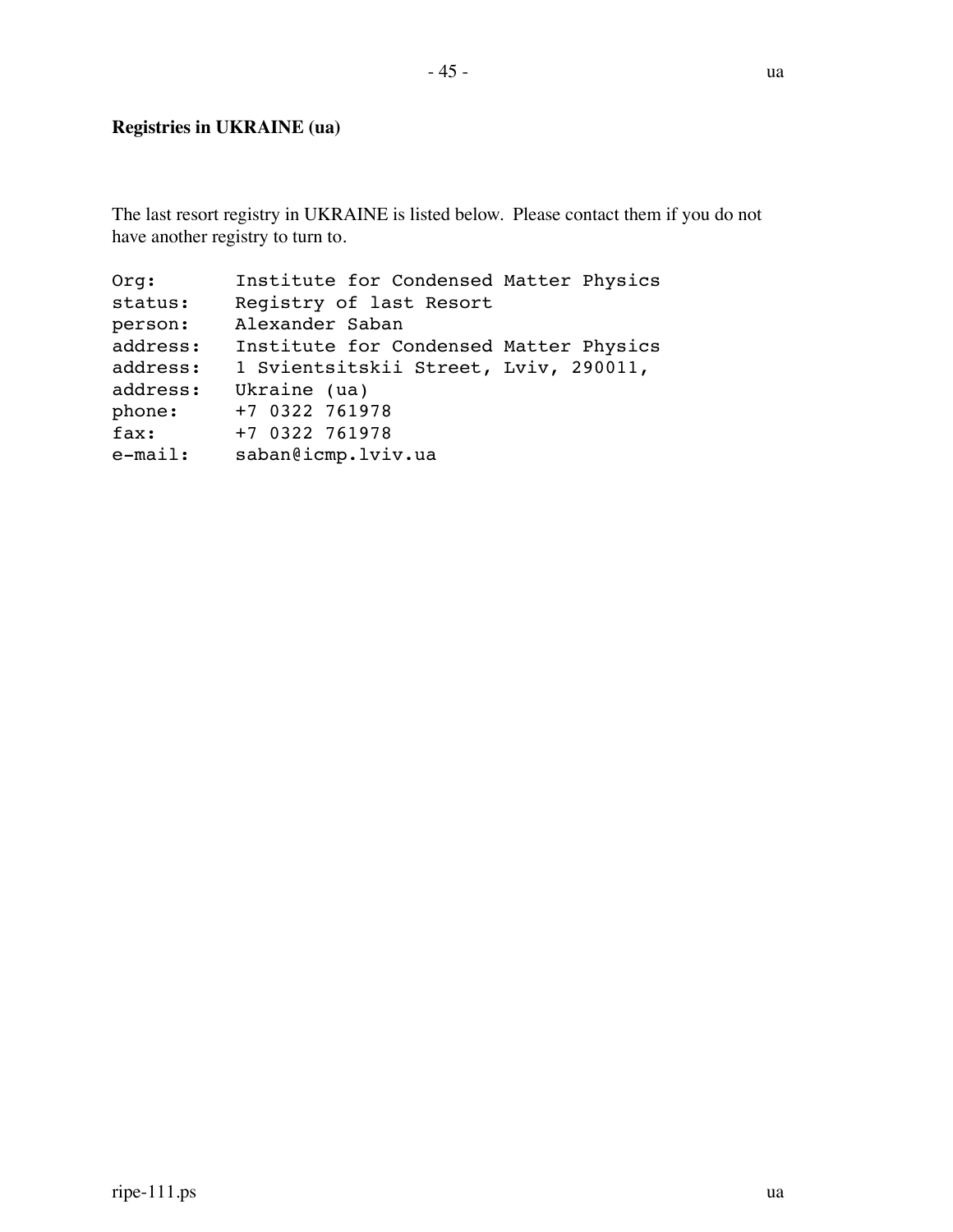**Registries in UKRAINE (ua)**

The last resort registry in UKRAINE is listed below. Please contact them if you do not have another registry to turn to.

```
Org:       Institute for Condensed Matter Physics
status:    Registry of last Resort
person:    Alexander Saban
address:   Institute for Condensed Matter Physics
address:   1 Svientsitskii Street, Lviv, 290011,
address:   Ukraine (ua)
phone:     +7 0322 761978
fax:       +7 0322 761978
e-mail:    saban@icmp.lviv.ua
```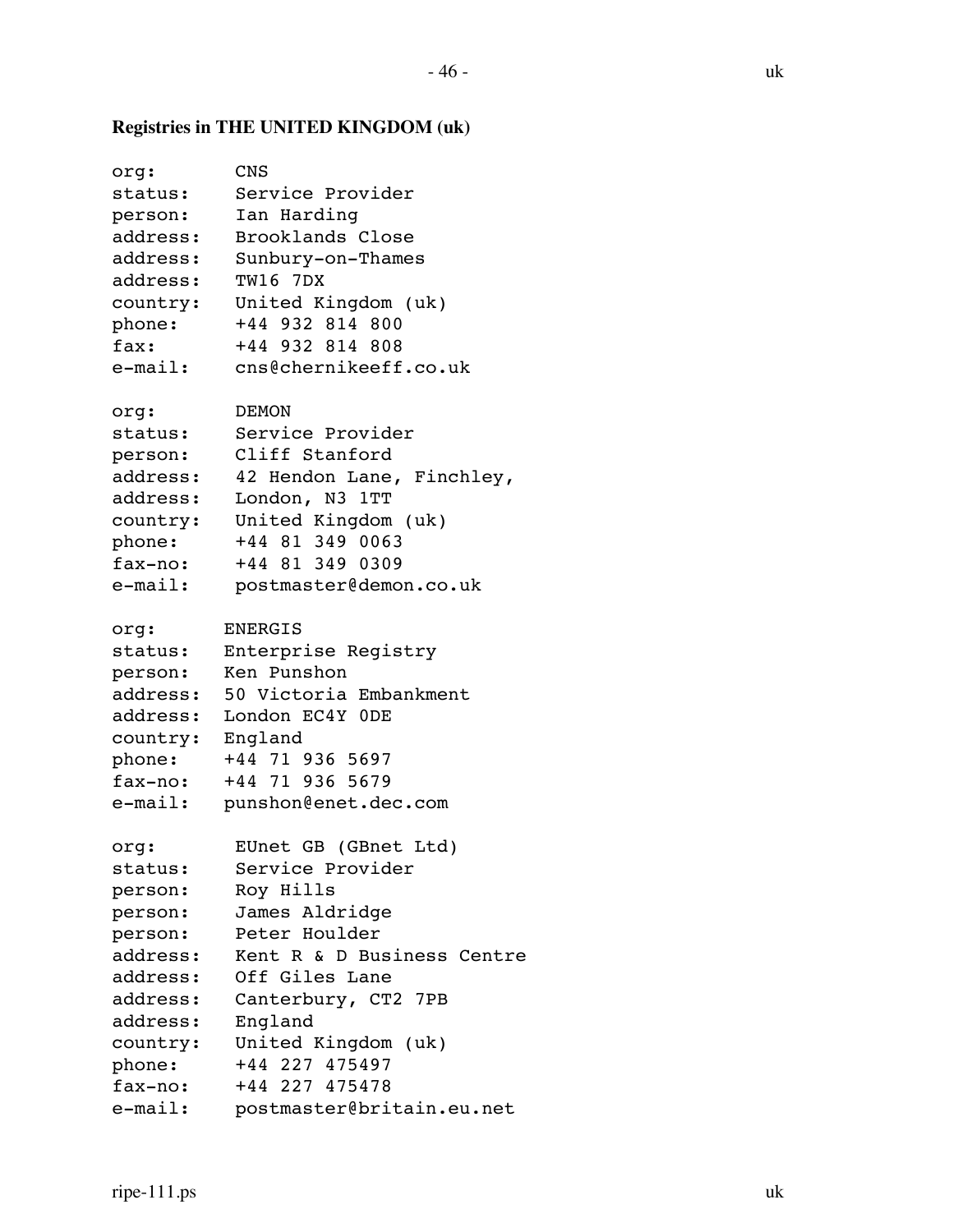**Registries in THE UNITED KINGDOM (uk)**

```
org:       CNS
status:    Service Provider
person:    Ian Harding
address:   Brooklands Close
address:   Sunbury-on-Thames
address:   TW16 7DX
country:   United Kingdom (uk)
phone:     +44 932 814 800
fax:       +44 932 814 808
e-mail:    cns@chernikeeff.co.uk

org:       DEMON
status:    Service Provider
person:    Cliff Stanford
address:   42 Hendon Lane, Finchley,
address:   London, N3 1TT
country:   United Kingdom (uk)
phone:     +44 81 349 0063
fax-no:    +44 81 349 0309
e-mail:    postmaster@demon.co.uk

org:      ENERGIS
status:   Enterprise Registry
person:   Ken Punshon
address:  50 Victoria Embankment
address:  London EC4Y 0DE
country:  England
phone:    +44 71 936 5697
fax-no:   +44 71 936 5679
e-mail:   punshon@enet.dec.com

org:       EUnet GB (GBnet Ltd)
status:    Service Provider
person:    Roy Hills
person:    James Aldridge
person:    Peter Houlder
address:   Kent R & D Business Centre
address:   Off Giles Lane
address:   Canterbury, CT2 7PB
address:   England
country:   United Kingdom (uk)
phone:     +44 227 475497
fax-no:    +44 227 475478
e-mail:    postmaster@britain.eu.net
```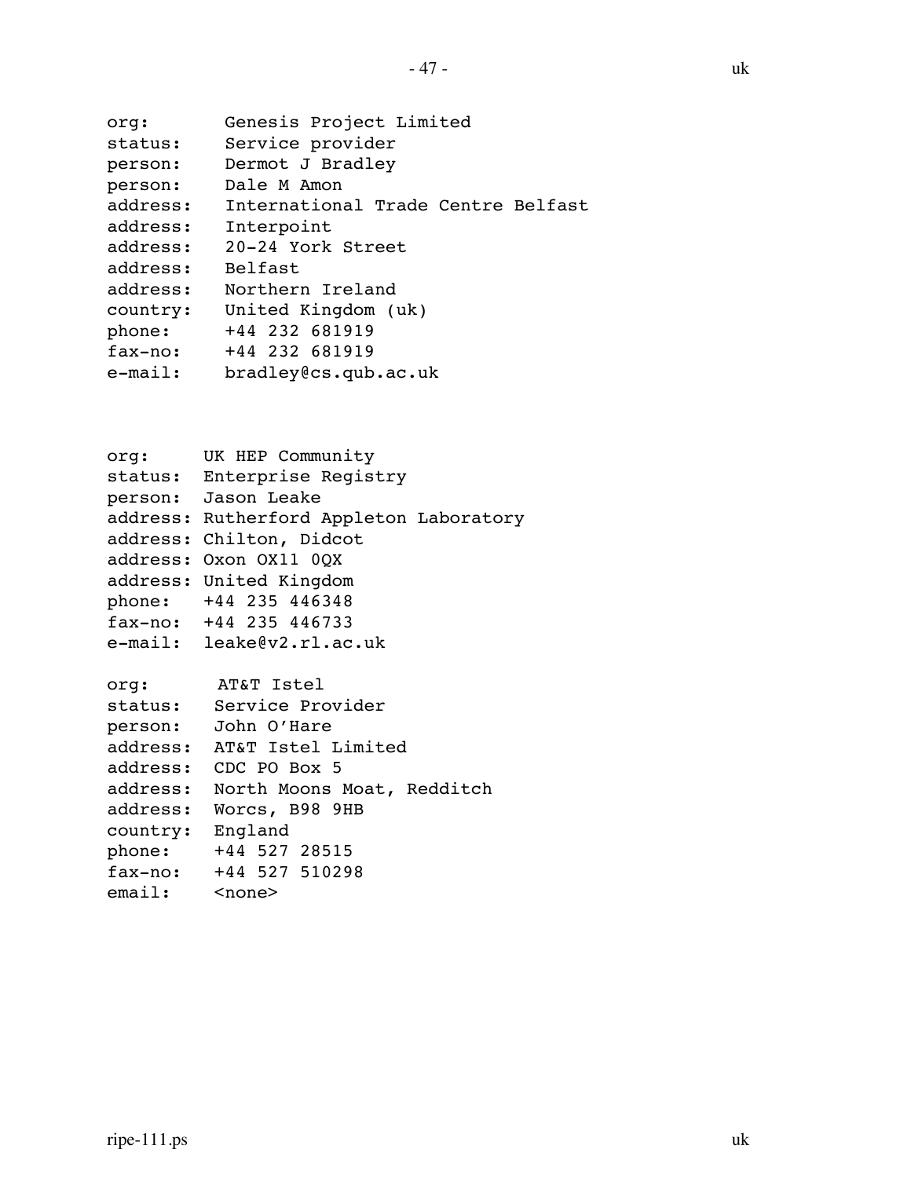```
org:       Genesis Project Limited
status:    Service provider
person:    Dermot J Bradley
person:    Dale M Amon
address:   International Trade Centre Belfast
address:   Interpoint
address:   20-24 York Street
address:   Belfast
address:   Northern Ireland
country:   United Kingdom (uk)
phone:     +44 232 681919
fax-no:    +44 232 681919
e-mail:    bradley@cs.qub.ac.uk
```

```
org:     UK HEP Community
status:  Enterprise Registry
person:  Jason Leake
address: Rutherford Appleton Laboratory
address: Chilton, Didcot
address: Oxon OX11 0QX
address: United Kingdom
phone:   +44 235 446348
fax-no:  +44 235 446733
e-mail:  leake@v2.rl.ac.uk
```

```
org:      AT&T Istel
status:   Service Provider
person:   John O'Hare
address:  AT&T Istel Limited
address:  CDC PO Box 5
address:  North Moons Moat, Redditch
address:  Worcs, B98 9HB
country:  England
phone:    +44 527 28515
fax-no:   +44 527 510298
email:    <none>
```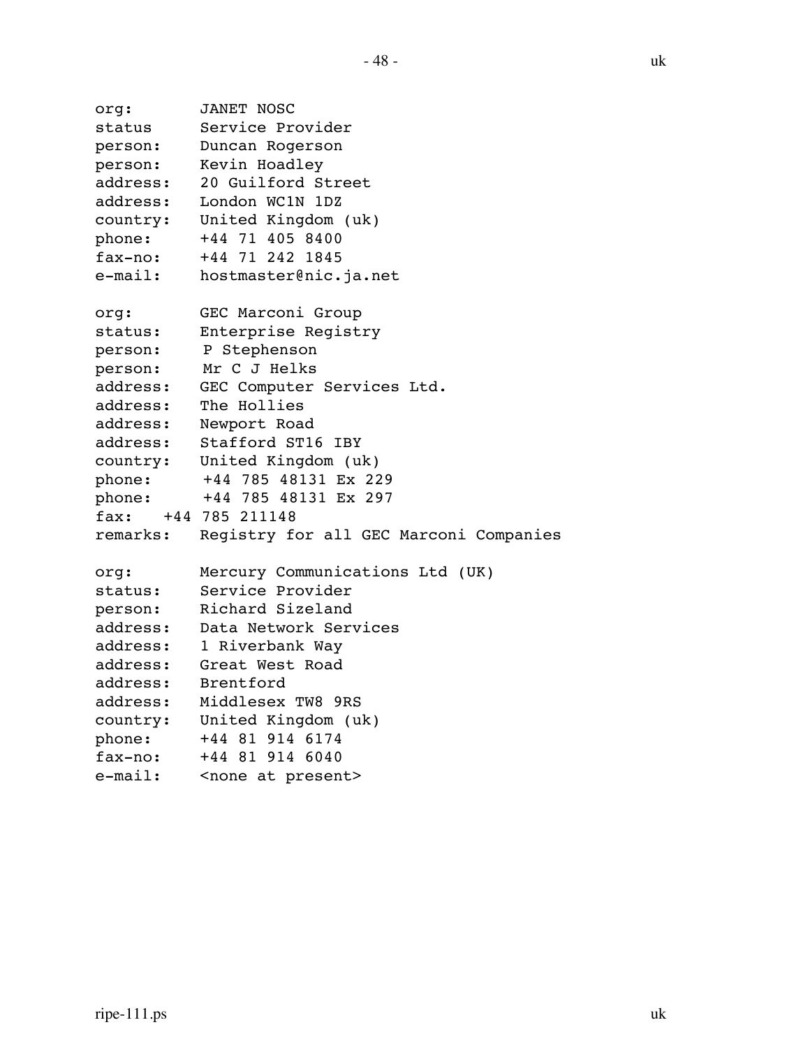```
org:       JANET NOSC
status     Service Provider
person:    Duncan Rogerson
person:    Kevin Hoadley
address:   20 Guilford Street
address:   London WC1N 1DZ
country:   United Kingdom (uk)
phone:     +44 71 405 8400
fax-no:    +44 71 242 1845
e-mail:    hostmaster@nic.ja.net

org:       GEC Marconi Group
status:    Enterprise Registry
person:     P Stephenson
person:     Mr C J Helks
address:   GEC Computer Services Ltd.
address:   The Hollies
address:   Newport Road
address:   Stafford ST16 IBY
country:   United Kingdom (uk)
phone:      +44 785 48131 Ex 229
phone:      +44 785 48131 Ex 297
fax:   +44 785 211148
remarks:   Registry for all GEC Marconi Companies

org:       Mercury Communications Ltd (UK)
status:    Service Provider
person:    Richard Sizeland
address:   Data Network Services
address:   1 Riverbank Way
address:   Great West Road
address:   Brentford
address:   Middlesex TW8 9RS
country:   United Kingdom (uk)
phone:     +44 81 914 6174
fax-no:    +44 81 914 6040
e-mail:    <none at present>
```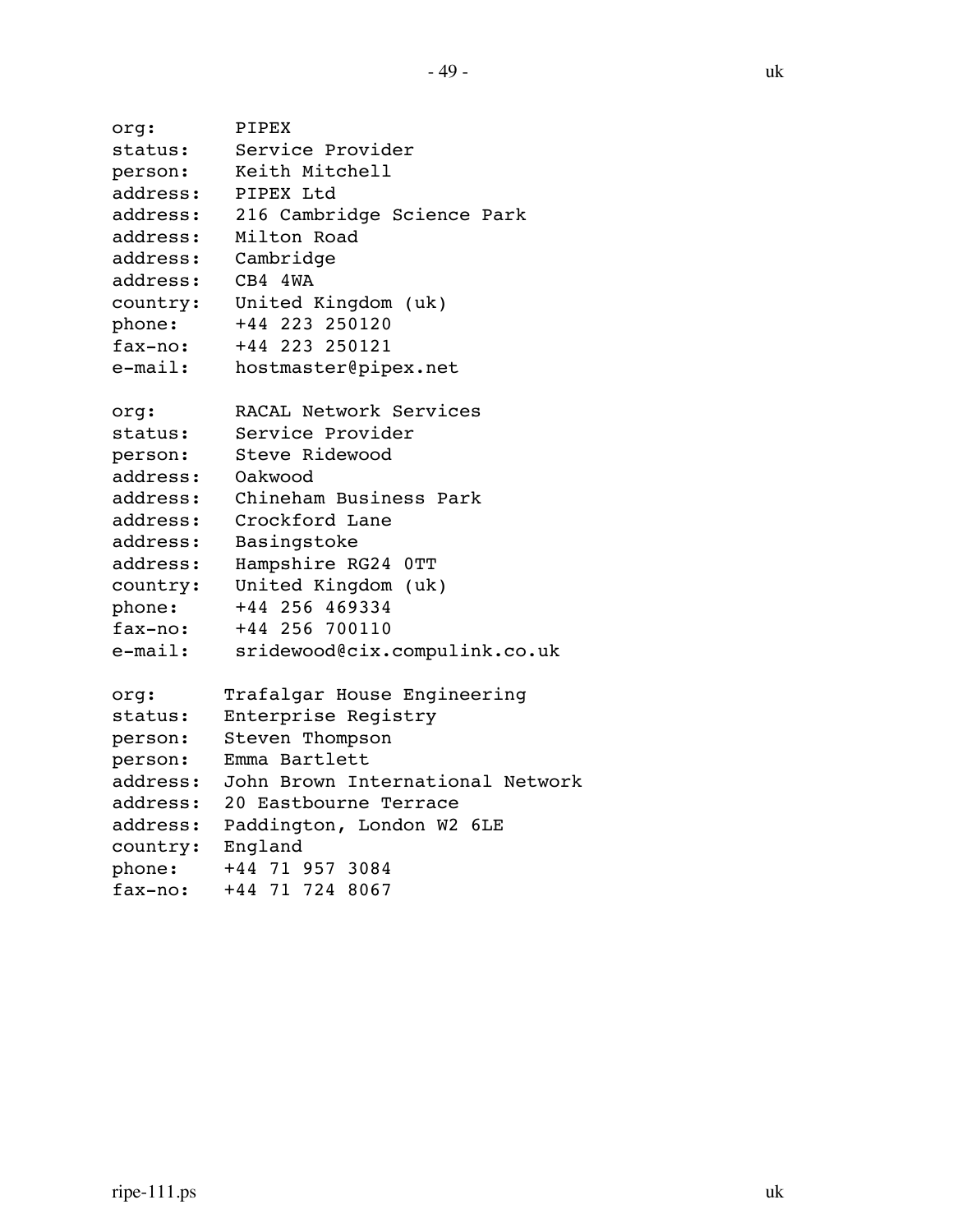```
org:       PIPEX
status:    Service Provider
person:    Keith Mitchell
address:   PIPEX Ltd
address:   216 Cambridge Science Park
address:   Milton Road
address:   Cambridge
address:   CB4 4WA
country:   United Kingdom (uk)
phone:     +44 223 250120
fax-no:    +44 223 250121
e-mail:    hostmaster@pipex.net

org:       RACAL Network Services
status:    Service Provider
person:    Steve Ridewood
address:   Oakwood
address:   Chineham Business Park
address:   Crockford Lane
address:   Basingstoke
address:   Hampshire RG24 0TT
country:   United Kingdom (uk)
phone:     +44 256 469334
fax-no:    +44 256 700110
e-mail:    sridewood@cix.compulink.co.uk

org:      Trafalgar House Engineering
status:   Enterprise Registry
person:   Steven Thompson
person:   Emma Bartlett
address:  John Brown International Network
address:  20 Eastbourne Terrace
address:  Paddington, London W2 6LE
country:  England
phone:    +44 71 957 3084
fax-no:   +44 71 724 8067
```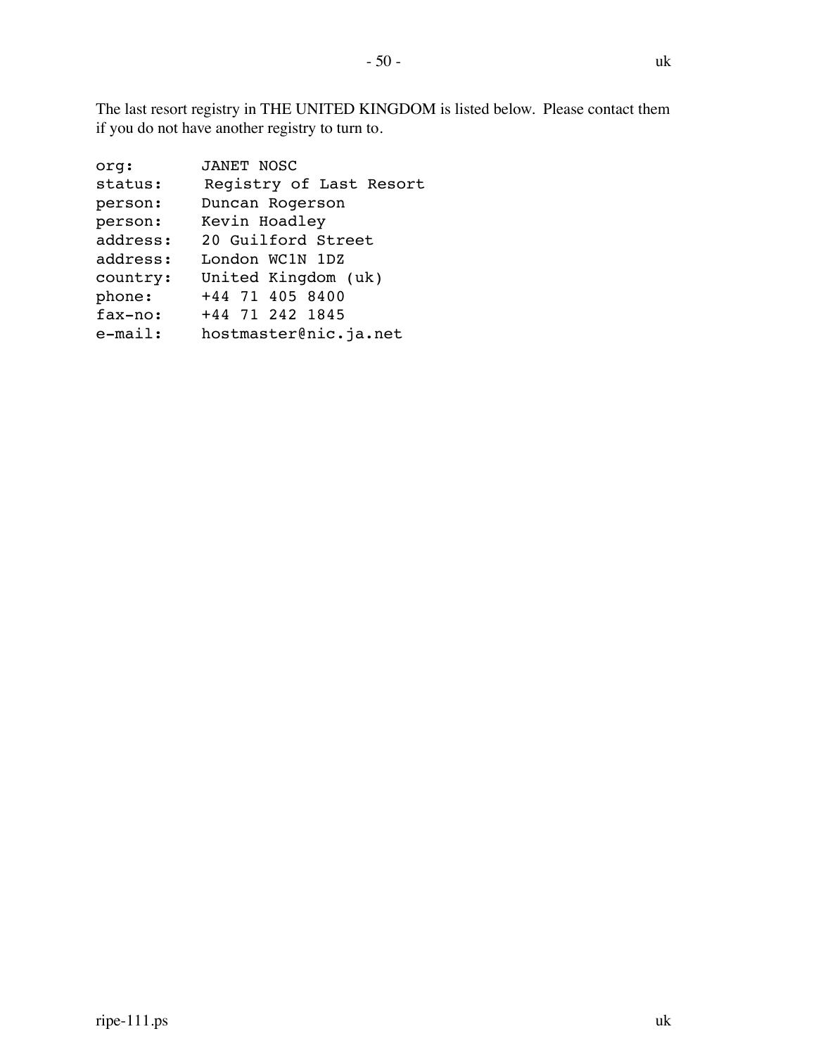The last resort registry in THE UNITED KINGDOM is listed below. Please contact them if you do not have another registry to turn to.

```
org:       JANET NOSC
status:     Registry of Last Resort
person:    Duncan Rogerson
person:    Kevin Hoadley
address:   20 Guilford Street
address:   London WC1N 1DZ
country:   United Kingdom (uk)
phone:     +44 71 405 8400
fax-no:    +44 71 242 1845
e-mail:    hostmaster@nic.ja.net
```